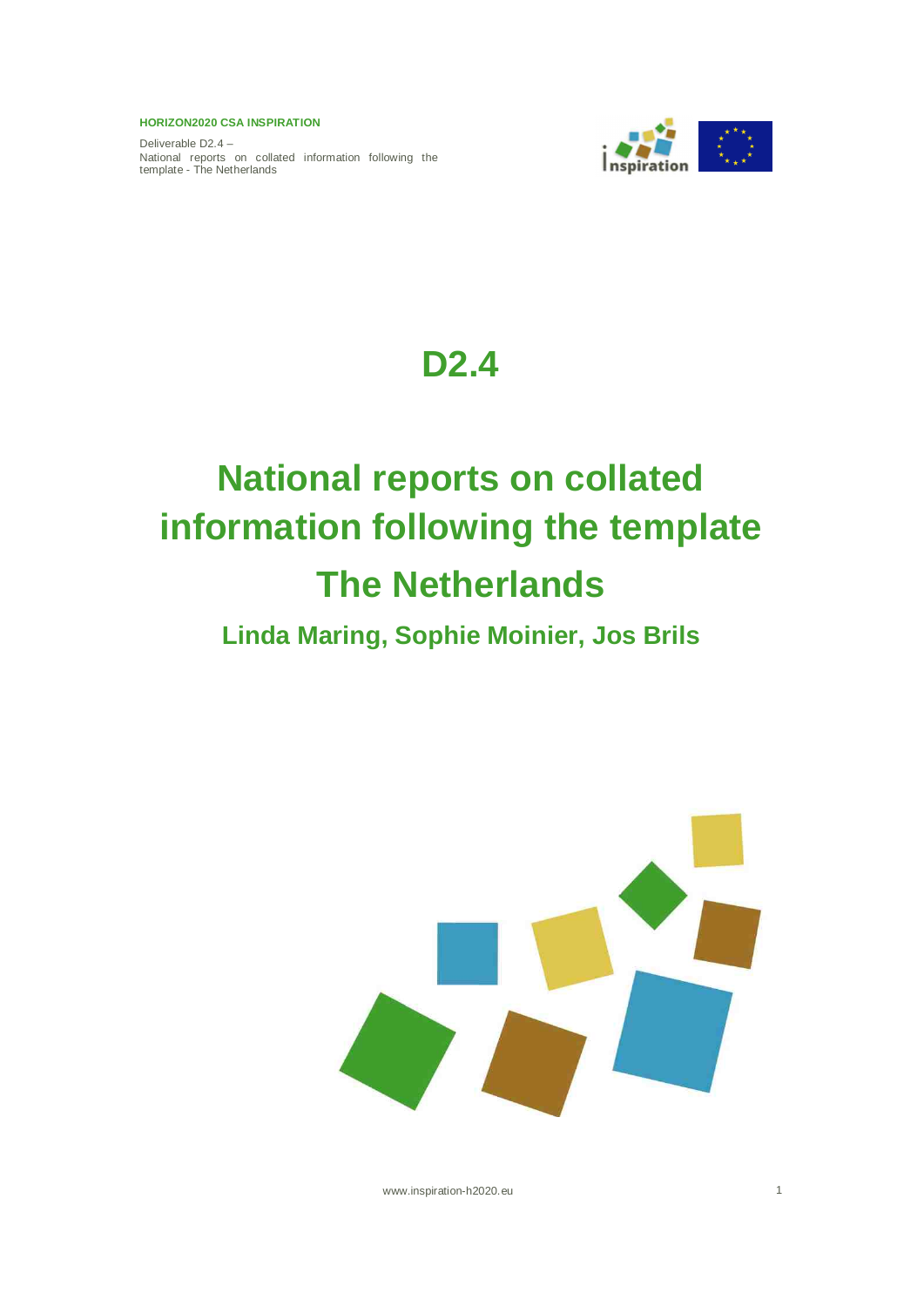**HORIZON2020 CSA INSPIRATION**

Deliverable D2.4 –
National reports on collated information following the template - The Netherlands

# D2.4

# National reports on collated information following the template The Netherlands

## Linda Maring, Sophie Moinier, Jos Brils

www.inspiration-h2020.eu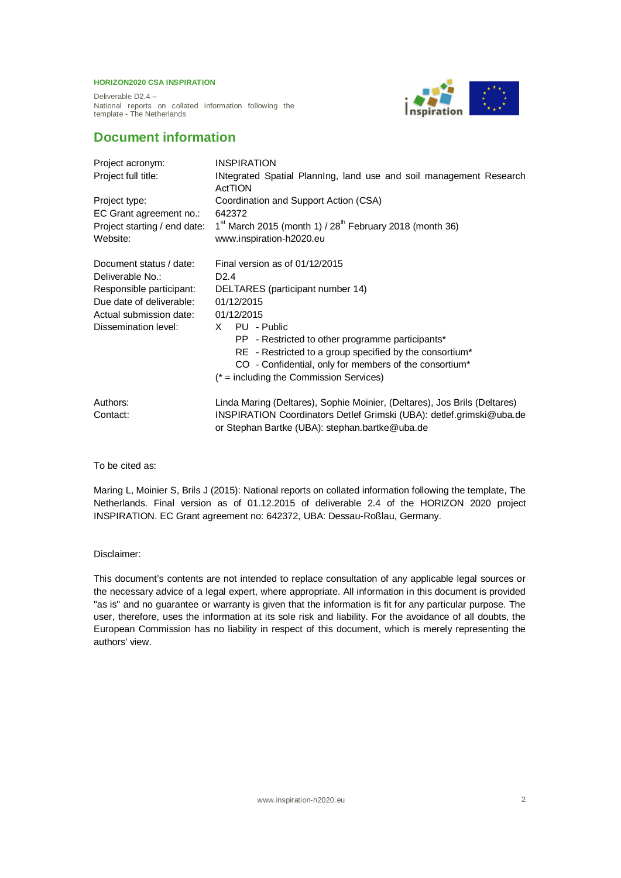## Document information

| | |
|---|---|
| Project acronym: | INSPIRATION |
| Project full title: | INtegrated Spatial PlannIng, land use and soil management Research ActTION |
| Project type: | Coordination and Support Action (CSA) |
| EC Grant agreement no.: | 642372 |
| Project starting / end date: | 1st March 2015 (month 1) / 28th February 2018 (month 36) |
| Website: | www.inspiration-h2020.eu |
| Document status / date: | Final version as of 01/12/2015 |
| Deliverable No.: | D2.4 |
| Responsible participant: | DELTARES (participant number 14) |
| Due date of deliverable: | 01/12/2015 |
| Actual submission date: | 01/12/2015 |
| Dissemination level: | X PU - Public<br>PP - Restricted to other programme participants*<br>RE - Restricted to a group specified by the consortium*<br>CO - Confidential, only for members of the consortium*<br>(* = including the Commission Services) |
| Authors: | Linda Maring (Deltares), Sophie Moinier, (Deltares), Jos Brils (Deltares) |
| Contact: | INSPIRATION Coordinators Detlef Grimski (UBA): detlef.grimski@uba.de or Stephan Bartke (UBA): stephan.bartke@uba.de |

To be cited as:

Maring L, Moinier S, Brils J (2015): National reports on collated information following the template, The Netherlands. Final version as of 01.12.2015 of deliverable 2.4 of the HORIZON 2020 project INSPIRATION. EC Grant agreement no: 642372, UBA: Dessau-Roßlau, Germany.

Disclaimer:

This document's contents are not intended to replace consultation of any applicable legal sources or the necessary advice of a legal expert, where appropriate. All information in this document is provided "as is" and no guarantee or warranty is given that the information is fit for any particular purpose. The user, therefore, uses the information at its sole risk and liability. For the avoidance of all doubts, the European Commission has no liability in respect of this document, which is merely representing the authors' view.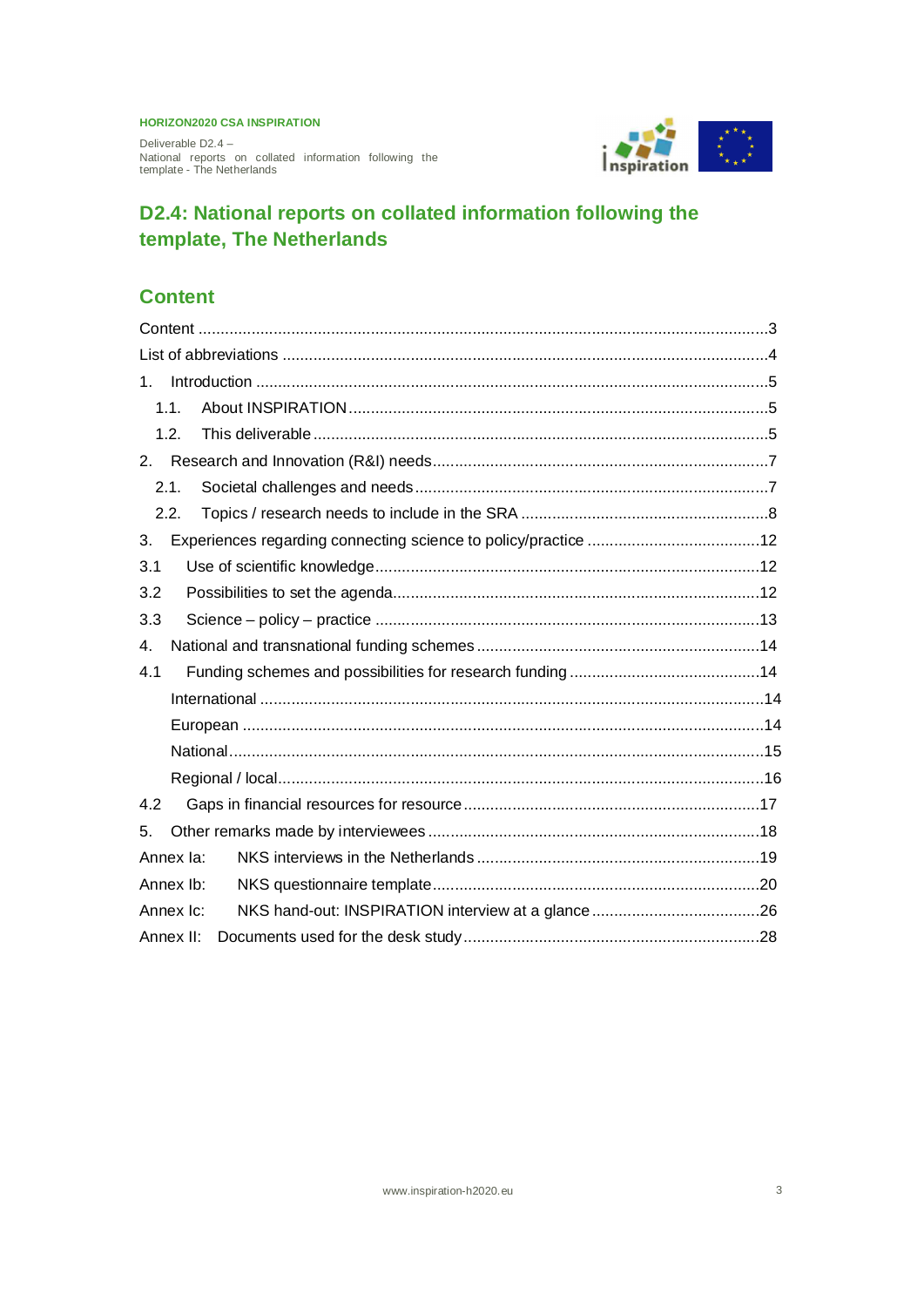# D2.4: National reports on collated information following the template, The Netherlands

## Content

Content ...............................................................................................................3
List of abbreviations ..............................................................................................4
1. Introduction ......................................................................................................5
   1.1. About INSPIRATION ......................................................................................5
   1.2. This deliverable ............................................................................................5
2. Research and Innovation (R&I) needs .....................................................................7
   2.1. Societal challenges and needs ........................................................................7
   2.2. Topics / research needs to include in the SRA ..................................................8
3. Experiences regarding connecting science to policy/practice ....................................12
3.1 Use of scientific knowledge ................................................................................12
3.2 Possibilities to set the agenda .............................................................................12
3.3 Science – policy – practice .................................................................................13
4. National and transnational funding schemes ..........................................................14
4.1 Funding schemes and possibilities for research funding ........................................14
   International .....................................................................................................14
   European ..........................................................................................................14
   National ...........................................................................................................15
   Regional / local .................................................................................................16
4.2 Gaps in financial resources for resource ..............................................................17
5. Other remarks made by interviewees ....................................................................18
Annex Ia: NKS interviews in the Netherlands ............................................................19
Annex Ib: NKS questionnaire template .....................................................................20
Annex Ic: NKS hand-out: INSPIRATION interview at a glance .......................................26
Annex II: Documents used for the desk study ............................................................28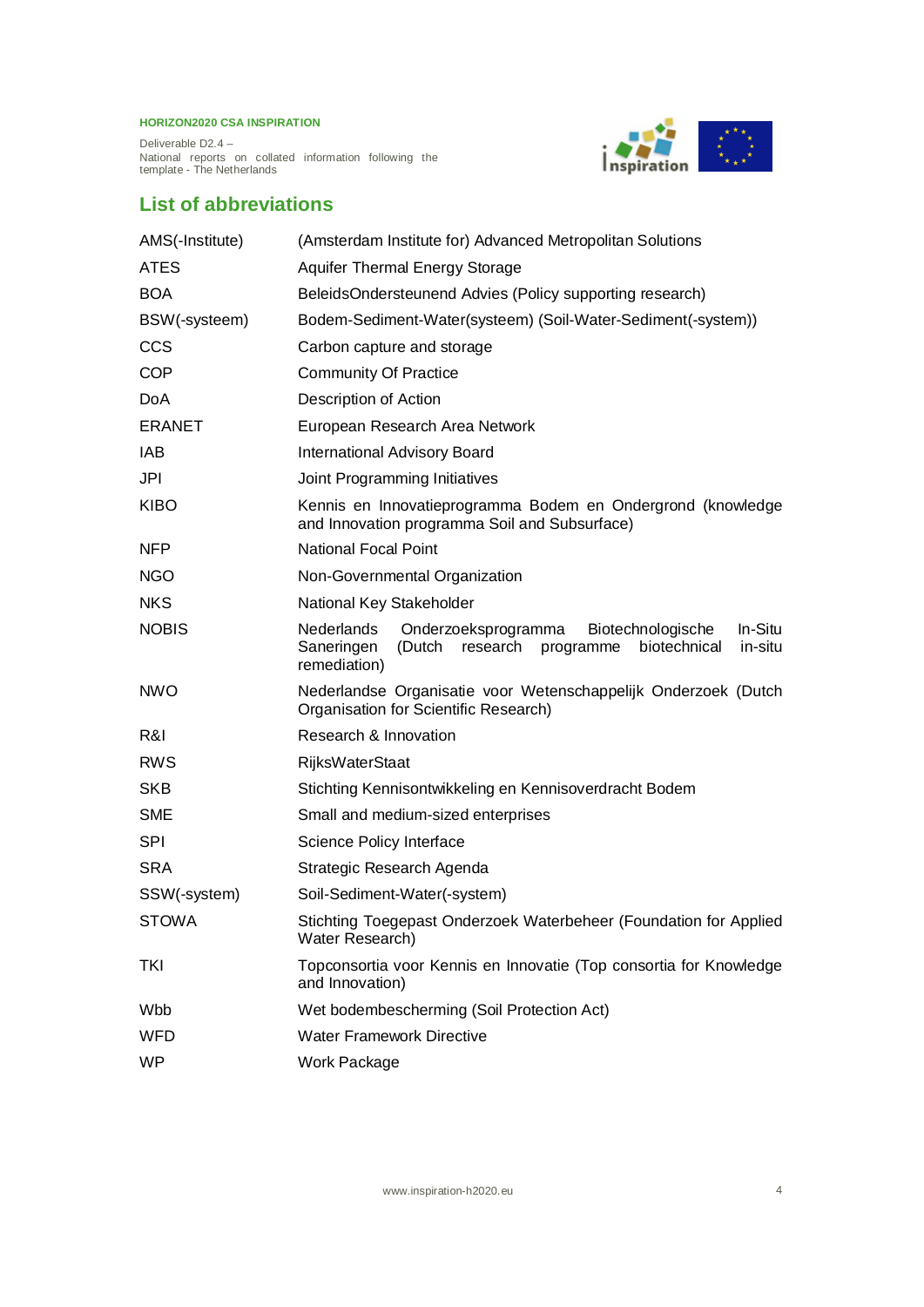## List of abbreviations

| | |
|---|---|
| AMS(-Institute) | (Amsterdam Institute for) Advanced Metropolitan Solutions |
| ATES | Aquifer Thermal Energy Storage |
| BOA | BeleidsOndersteunend Advies (Policy supporting research) |
| BSW(-systeem) | Bodem-Sediment-Water(systeem) (Soil-Water-Sediment(-system)) |
| CCS | Carbon capture and storage |
| COP | Community Of Practice |
| DoA | Description of Action |
| ERANET | European Research Area Network |
| IAB | International Advisory Board |
| JPI | Joint Programming Initiatives |
| KIBO | Kennis en Innovatieprogramma Bodem en Ondergrond (knowledge and Innovation programma Soil and Subsurface) |
| NFP | National Focal Point |
| NGO | Non-Governmental Organization |
| NKS | National Key Stakeholder |
| NOBIS | Nederlands Onderzoeksprogramma Biotechnologische In-Situ Saneringen (Dutch research programme biotechnical in-situ remediation) |
| NWO | Nederlandse Organisatie voor Wetenschappelijk Onderzoek (Dutch Organisation for Scientific Research) |
| R&I | Research & Innovation |
| RWS | RijksWaterStaat |
| SKB | Stichting Kennisontwikkeling en Kennisoverdracht Bodem |
| SME | Small and medium-sized enterprises |
| SPI | Science Policy Interface |
| SRA | Strategic Research Agenda |
| SSW(-system) | Soil-Sediment-Water(-system) |
| STOWA | Stichting Toegepast Onderzoek Waterbeheer (Foundation for Applied Water Research) |
| TKI | Topconsortia voor Kennis en Innovatie (Top consortia for Knowledge and Innovation) |
| Wbb | Wet bodembescherming (Soil Protection Act) |
| WFD | Water Framework Directive |
| WP | Work Package |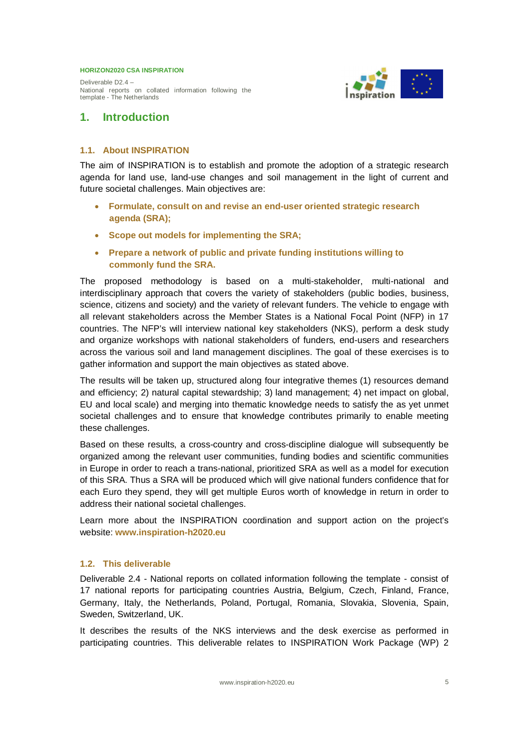# 1. Introduction

## 1.1. About INSPIRATION

The aim of INSPIRATION is to establish and promote the adoption of a strategic research agenda for land use, land-use changes and soil management in the light of current and future societal challenges. Main objectives are:

- **Formulate, consult on and revise an end-user oriented strategic research agenda (SRA);**
- **Scope out models for implementing the SRA;**
- **Prepare a network of public and private funding institutions willing to commonly fund the SRA.**

The proposed methodology is based on a multi-stakeholder, multi-national and interdisciplinary approach that covers the variety of stakeholders (public bodies, business, science, citizens and society) and the variety of relevant funders. The vehicle to engage with all relevant stakeholders across the Member States is a National Focal Point (NFP) in 17 countries. The NFP's will interview national key stakeholders (NKS), perform a desk study and organize workshops with national stakeholders of funders, end-users and researchers across the various soil and land management disciplines. The goal of these exercises is to gather information and support the main objectives as stated above.

The results will be taken up, structured along four integrative themes (1) resources demand and efficiency; 2) natural capital stewardship; 3) land management; 4) net impact on global, EU and local scale) and merging into thematic knowledge needs to satisfy the as yet unmet societal challenges and to ensure that knowledge contributes primarily to enable meeting these challenges.

Based on these results, a cross-country and cross-discipline dialogue will subsequently be organized among the relevant user communities, funding bodies and scientific communities in Europe in order to reach a trans-national, prioritized SRA as well as a model for execution of this SRA. Thus a SRA will be produced which will give national funders confidence that for each Euro they spend, they will get multiple Euros worth of knowledge in return in order to address their national societal challenges.

Learn more about the INSPIRATION coordination and support action on the project's website: **www.inspiration-h2020.eu**

## 1.2. This deliverable

Deliverable 2.4 - National reports on collated information following the template - consist of 17 national reports for participating countries Austria, Belgium, Czech, Finland, France, Germany, Italy, the Netherlands, Poland, Portugal, Romania, Slovakia, Slovenia, Spain, Sweden, Switzerland, UK.

It describes the results of the NKS interviews and the desk exercise as performed in participating countries. This deliverable relates to INSPIRATION Work Package (WP) 2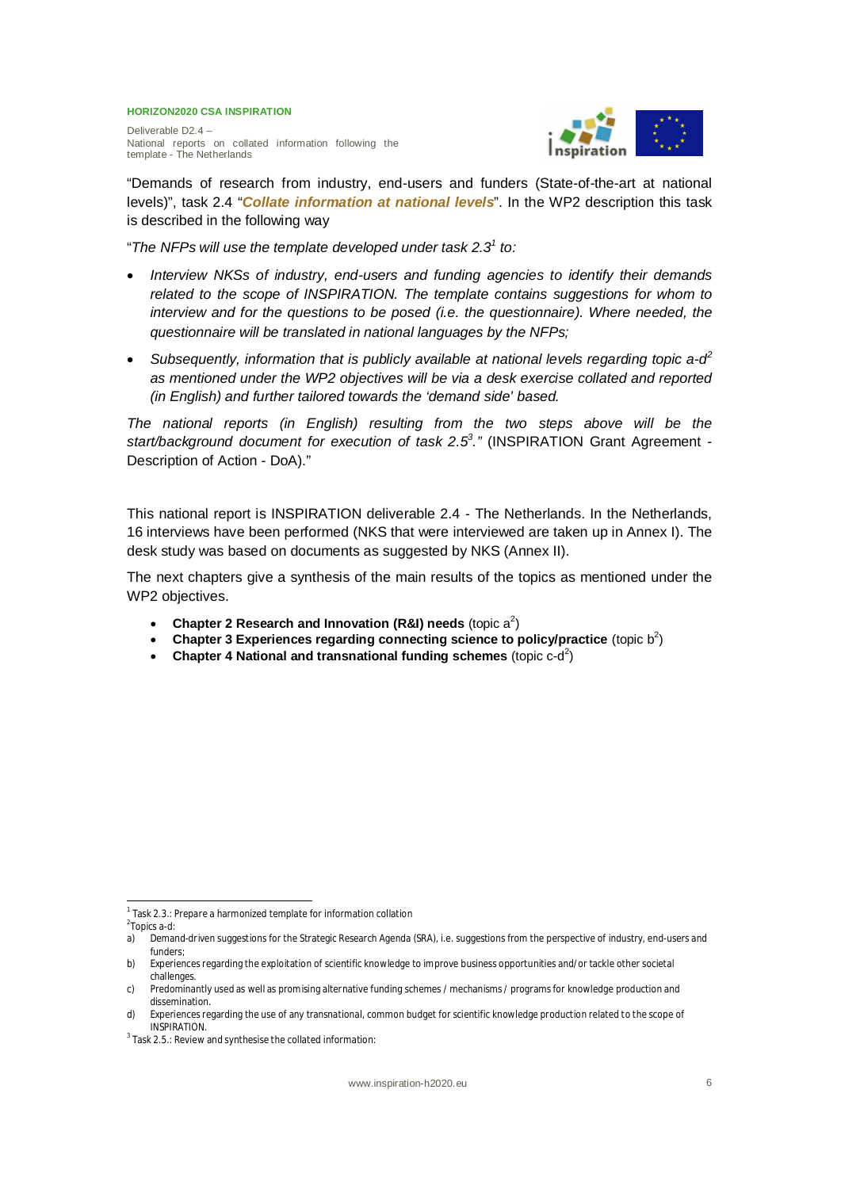"Demands of research from industry, end-users and funders (State-of-the-art at national levels)", task 2.4 "***Collate information at national levels***". In the WP2 description this task is described in the following way

"*The NFPs will use the template developed under task 2.3*[1] *to:*

- *Interview NKSs of industry, end-users and funding agencies to identify their demands related to the scope of INSPIRATION. The template contains suggestions for whom to interview and for the questions to be posed (i.e. the questionnaire). Where needed, the questionnaire will be translated in national languages by the NFPs;*
- *Subsequently, information that is publicly available at national levels regarding topic a-d*[2] *as mentioned under the WP2 objectives will be via a desk exercise collated and reported (in English) and further tailored towards the 'demand side' based.*

*The national reports (in English) resulting from the two steps above will be the start/background document for execution of task 2.5*[3]*."* (INSPIRATION Grant Agreement - Description of Action - DoA)."

This national report is INSPIRATION deliverable 2.4 - The Netherlands. In the Netherlands, 16 interviews have been performed (NKS that were interviewed are taken up in Annex I). The desk study was based on documents as suggested by NKS (Annex II).

The next chapters give a synthesis of the main results of the topics as mentioned under the WP2 objectives.

- **Chapter 2 Research and Innovation (R&I) needs** (topic a[2])
- **Chapter 3 Experiences regarding connecting science to policy/practice** (topic b[2])
- **Chapter 4 National and transnational funding schemes** (topic c-d[2])

---

[1] Task 2.3.: Prepare a harmonized template for information collation

[2] Topics a-d:

a) Demand-driven suggestions for the Strategic Research Agenda (SRA), i.e. suggestions from the perspective of industry, end-users and funders;

b) Experiences regarding the exploitation of scientific knowledge to improve business opportunities and/or tackle other societal challenges.

c) Predominantly used as well as promising alternative funding schemes / mechanisms / programs for knowledge production and dissemination.

d) Experiences regarding the use of any transnational, common budget for scientific knowledge production related to the scope of INSPIRATION.

[3] Task 2.5.: Review and synthesise the collated information: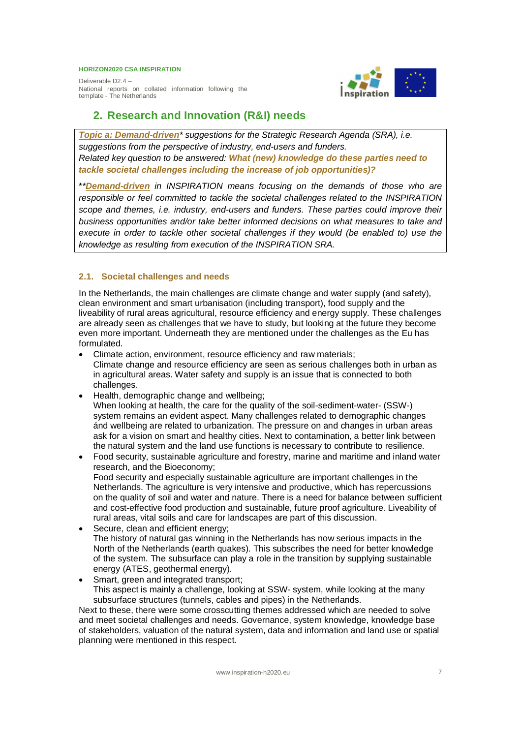## 2. Research and Innovation (R&I) needs

*__Topic a: Demand-driven__* suggestions for the Strategic Research Agenda (SRA), i.e. suggestions from the perspective of industry, end-users and funders.*
*Related key question to be answered:* ***What (new) knowledge do these parties need to tackle societal challenges including the increase of job opportunities)?***

*\*\***Demand-driven** in INSPIRATION means focusing on the demands of those who are responsible or feel committed to tackle the societal challenges related to the INSPIRATION scope and themes, i.e. industry, end-users and funders. These parties could improve their business opportunities and/or take better informed decisions on what measures to take and execute in order to tackle other societal challenges if they would (be enabled to) use the knowledge as resulting from execution of the INSPIRATION SRA.*

### 2.1. Societal challenges and needs

In the Netherlands, the main challenges are climate change and water supply (and safety), clean environment and smart urbanisation (including transport), food supply and the liveability of rural areas agricultural, resource efficiency and energy supply. These challenges are already seen as challenges that we have to study, but looking at the future they become even more important. Underneath they are mentioned under the challenges as the Eu has formulated.

- Climate action, environment, resource efficiency and raw materials;
  Climate change and resource efficiency are seen as serious challenges both in urban as in agricultural areas. Water safety and supply is an issue that is connected to both challenges.
- Health, demographic change and wellbeing;
  When looking at health, the care for the quality of the soil-sediment-water- (SSW-) system remains an evident aspect. Many challenges related to demographic changes ánd wellbeing are related to urbanization. The pressure on and changes in urban areas ask for a vision on smart and healthy cities. Next to contamination, a better link between the natural system and the land use functions is necessary to contribute to resilience.
- Food security, sustainable agriculture and forestry, marine and maritime and inland water research, and the Bioeconomy;
  Food security and especially sustainable agriculture are important challenges in the Netherlands. The agriculture is very intensive and productive, which has repercussions on the quality of soil and water and nature. There is a need for balance between sufficient and cost-effective food production and sustainable, future proof agriculture. Liveability of rural areas, vital soils and care for landscapes are part of this discussion.
- Secure, clean and efficient energy;
  The history of natural gas winning in the Netherlands has now serious impacts in the North of the Netherlands (earth quakes). This subscribes the need for better knowledge of the system. The subsurface can play a role in the transition by supplying sustainable energy (ATES, geothermal energy).
- Smart, green and integrated transport;
  This aspect is mainly a challenge, looking at SSW- system, while looking at the many subsurface structures (tunnels, cables and pipes) in the Netherlands.

Next to these, there were some crosscutting themes addressed which are needed to solve and meet societal challenges and needs. Governance, system knowledge, knowledge base of stakeholders, valuation of the natural system, data and information and land use or spatial planning were mentioned in this respect.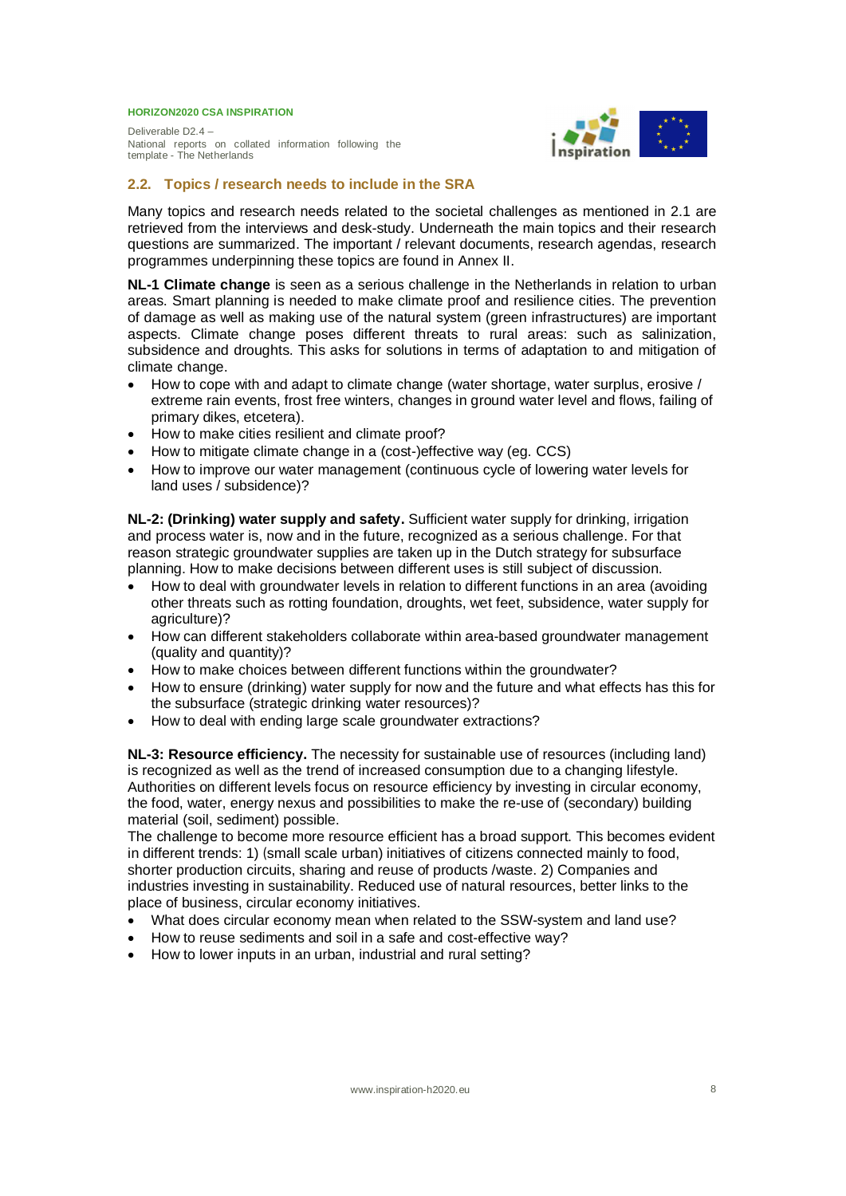## 2.2. Topics / research needs to include in the SRA

Many topics and research needs related to the societal challenges as mentioned in 2.1 are retrieved from the interviews and desk-study. Underneath the main topics and their research questions are summarized. The important / relevant documents, research agendas, research programmes underpinning these topics are found in Annex II.

**NL-1 Climate change** is seen as a serious challenge in the Netherlands in relation to urban areas. Smart planning is needed to make climate proof and resilience cities. The prevention of damage as well as making use of the natural system (green infrastructures) are important aspects. Climate change poses different threats to rural areas: such as salinization, subsidence and droughts. This asks for solutions in terms of adaptation to and mitigation of climate change.

- How to cope with and adapt to climate change (water shortage, water surplus, erosive / extreme rain events, frost free winters, changes in ground water level and flows, failing of primary dikes, etcetera).
- How to make cities resilient and climate proof?
- How to mitigate climate change in a (cost-)effective way (eg. CCS)
- How to improve our water management (continuous cycle of lowering water levels for land uses / subsidence)?

**NL-2: (Drinking) water supply and safety.** Sufficient water supply for drinking, irrigation and process water is, now and in the future, recognized as a serious challenge. For that reason strategic groundwater supplies are taken up in the Dutch strategy for subsurface planning. How to make decisions between different uses is still subject of discussion.

- How to deal with groundwater levels in relation to different functions in an area (avoiding other threats such as rotting foundation, droughts, wet feet, subsidence, water supply for agriculture)?
- How can different stakeholders collaborate within area-based groundwater management (quality and quantity)?
- How to make choices between different functions within the groundwater?
- How to ensure (drinking) water supply for now and the future and what effects has this for the subsurface (strategic drinking water resources)?
- How to deal with ending large scale groundwater extractions?

**NL-3: Resource efficiency.** The necessity for sustainable use of resources (including land) is recognized as well as the trend of increased consumption due to a changing lifestyle. Authorities on different levels focus on resource efficiency by investing in circular economy, the food, water, energy nexus and possibilities to make the re-use of (secondary) building material (soil, sediment) possible.

The challenge to become more resource efficient has a broad support. This becomes evident in different trends: 1) (small scale urban) initiatives of citizens connected mainly to food, shorter production circuits, sharing and reuse of products /waste. 2) Companies and industries investing in sustainability. Reduced use of natural resources, better links to the place of business, circular economy initiatives.

- What does circular economy mean when related to the SSW-system and land use?
- How to reuse sediments and soil in a safe and cost-effective way?
- How to lower inputs in an urban, industrial and rural setting?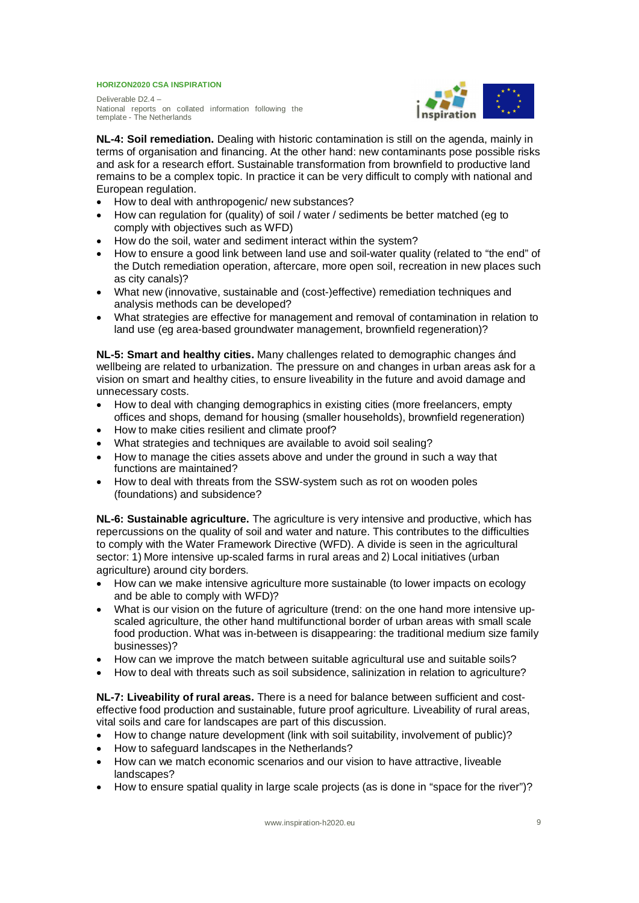**NL-4: Soil remediation.** Dealing with historic contamination is still on the agenda, mainly in terms of organisation and financing. At the other hand: new contaminants pose possible risks and ask for a research effort. Sustainable transformation from brownfield to productive land remains to be a complex topic. In practice it can be very difficult to comply with national and European regulation.

- How to deal with anthropogenic/ new substances?
- How can regulation for (quality) of soil / water / sediments be better matched (eg to comply with objectives such as WFD)
- How do the soil, water and sediment interact within the system?
- How to ensure a good link between land use and soil-water quality (related to "the end" of the Dutch remediation operation, aftercare, more open soil, recreation in new places such as city canals)?
- What new (innovative, sustainable and (cost-)effective) remediation techniques and analysis methods can be developed?
- What strategies are effective for management and removal of contamination in relation to land use (eg area-based groundwater management, brownfield regeneration)?

**NL-5: Smart and healthy cities.** Many challenges related to demographic changes ánd wellbeing are related to urbanization. The pressure on and changes in urban areas ask for a vision on smart and healthy cities, to ensure liveability in the future and avoid damage and unnecessary costs.

- How to deal with changing demographics in existing cities (more freelancers, empty offices and shops, demand for housing (smaller households), brownfield regeneration)
- How to make cities resilient and climate proof?
- What strategies and techniques are available to avoid soil sealing?
- How to manage the cities assets above and under the ground in such a way that functions are maintained?
- How to deal with threats from the SSW-system such as rot on wooden poles (foundations) and subsidence?

**NL-6: Sustainable agriculture.** The agriculture is very intensive and productive, which has repercussions on the quality of soil and water and nature. This contributes to the difficulties to comply with the Water Framework Directive (WFD). A divide is seen in the agricultural sector: 1) More intensive up-scaled farms in rural areas and 2) Local initiatives (urban agriculture) around city borders.

- How can we make intensive agriculture more sustainable (to lower impacts on ecology and be able to comply with WFD)?
- What is our vision on the future of agriculture (trend: on the one hand more intensive up-scaled agriculture, the other hand multifunctional border of urban areas with small scale food production. What was in-between is disappearing: the traditional medium size family businesses)?
- How can we improve the match between suitable agricultural use and suitable soils?
- How to deal with threats such as soil subsidence, salinization in relation to agriculture?

**NL-7: Liveability of rural areas.** There is a need for balance between sufficient and cost-effective food production and sustainable, future proof agriculture. Liveability of rural areas, vital soils and care for landscapes are part of this discussion.

- How to change nature development (link with soil suitability, involvement of public)?
- How to safeguard landscapes in the Netherlands?
- How can we match economic scenarios and our vision to have attractive, liveable landscapes?
- How to ensure spatial quality in large scale projects (as is done in "space for the river")?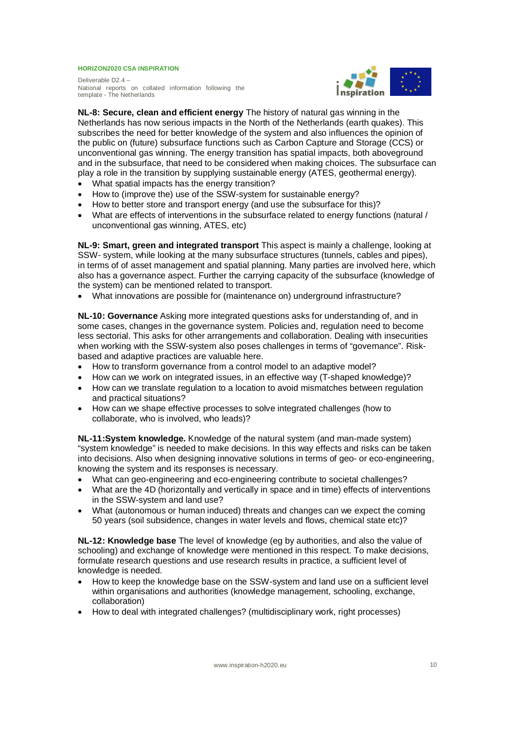**NL-8: Secure, clean and efficient energy** The history of natural gas winning in the Netherlands has now serious impacts in the North of the Netherlands (earth quakes). This subscribes the need for better knowledge of the system and also influences the opinion of the public on (future) subsurface functions such as Carbon Capture and Storage (CCS) or unconventional gas winning. The energy transition has spatial impacts, both aboveground and in the subsurface, that need to be considered when making choices. The subsurface can play a role in the transition by supplying sustainable energy (ATES, geothermal energy).

- What spatial impacts has the energy transition?
- How to (improve the) use of the SSW-system for sustainable energy?
- How to better store and transport energy (and use the subsurface for this)?
- What are effects of interventions in the subsurface related to energy functions (natural / unconventional gas winning, ATES, etc)

**NL-9: Smart, green and integrated transport** This aspect is mainly a challenge, looking at SSW- system, while looking at the many subsurface structures (tunnels, cables and pipes), in terms of of asset management and spatial planning. Many parties are involved here, which also has a governance aspect. Further the carrying capacity of the subsurface (knowledge of the system) can be mentioned related to transport.

- What innovations are possible for (maintenance on) underground infrastructure?

**NL-10: Governance** Asking more integrated questions asks for understanding of, and in some cases, changes in the governance system. Policies and, regulation need to become less sectorial. This asks for other arrangements and collaboration. Dealing with insecurities when working with the SSW-system also poses challenges in terms of "governance". Risk-based and adaptive practices are valuable here.

- How to transform governance from a control model to an adaptive model?
- How can we work on integrated issues, in an effective way (T-shaped knowledge)?
- How can we translate regulation to a location to avoid mismatches between regulation and practical situations?
- How can we shape effective processes to solve integrated challenges (how to collaborate, who is involved, who leads)?

**NL-11:System knowledge.** Knowledge of the natural system (and man-made system) "system knowledge" is needed to make decisions. In this way effects and risks can be taken into decisions. Also when designing innovative solutions in terms of geo- or eco-engineering, knowing the system and its responses is necessary.

- What can geo-engineering and eco-engineering contribute to societal challenges?
- What are the 4D (horizontally and vertically in space and in time) effects of interventions in the SSW-system and land use?
- What (autonomous or human induced) threats and changes can we expect the coming 50 years (soil subsidence, changes in water levels and flows, chemical state etc)?

**NL-12: Knowledge base** The level of knowledge (eg by authorities, and also the value of schooling) and exchange of knowledge were mentioned in this respect. To make decisions, formulate research questions and use research results in practice, a sufficient level of knowledge is needed.

- How to keep the knowledge base on the SSW-system and land use on a sufficient level within organisations and authorities (knowledge management, schooling, exchange, collaboration)
- How to deal with integrated challenges? (multidisciplinary work, right processes)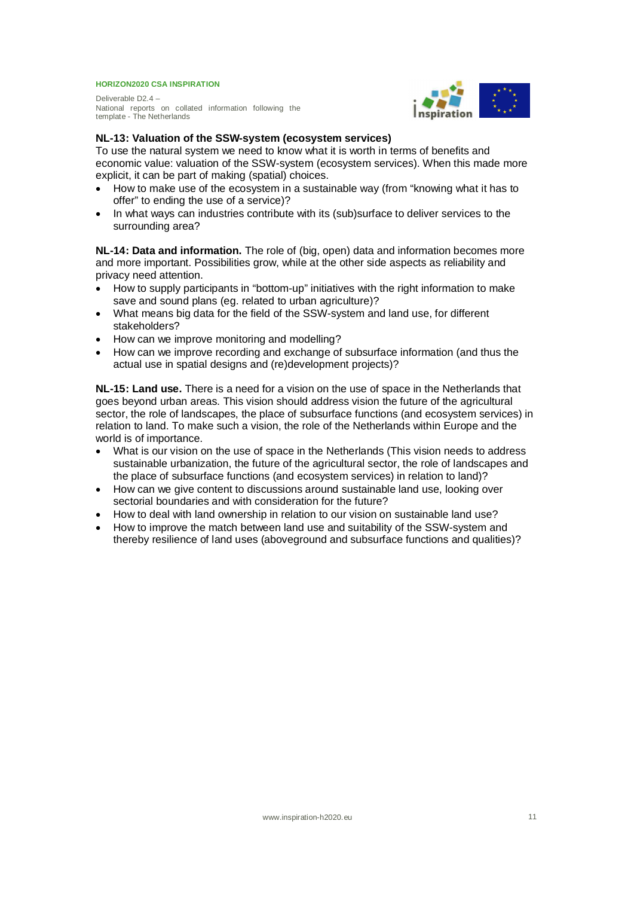**NL-13: Valuation of the SSW-system (ecosystem services)**
To use the natural system we need to know what it is worth in terms of benefits and economic value: valuation of the SSW-system (ecosystem services). When this made more explicit, it can be part of making (spatial) choices.

- How to make use of the ecosystem in a sustainable way (from "knowing what it has to offer" to ending the use of a service)?
- In what ways can industries contribute with its (sub)surface to deliver services to the surrounding area?

**NL-14: Data and information.** The role of (big, open) data and information becomes more and more important. Possibilities grow, while at the other side aspects as reliability and privacy need attention.

- How to supply participants in "bottom-up" initiatives with the right information to make save and sound plans (eg. related to urban agriculture)?
- What means big data for the field of the SSW-system and land use, for different stakeholders?
- How can we improve monitoring and modelling?
- How can we improve recording and exchange of subsurface information (and thus the actual use in spatial designs and (re)development projects)?

**NL-15: Land use.** There is a need for a vision on the use of space in the Netherlands that goes beyond urban areas. This vision should address vision the future of the agricultural sector, the role of landscapes, the place of subsurface functions (and ecosystem services) in relation to land. To make such a vision, the role of the Netherlands within Europe and the world is of importance.

- What is our vision on the use of space in the Netherlands (This vision needs to address sustainable urbanization, the future of the agricultural sector, the role of landscapes and the place of subsurface functions (and ecosystem services) in relation to land)?
- How can we give content to discussions around sustainable land use, looking over sectorial boundaries and with consideration for the future?
- How to deal with land ownership in relation to our vision on sustainable land use?
- How to improve the match between land use and suitability of the SSW-system and thereby resilience of land uses (aboveground and subsurface functions and qualities)?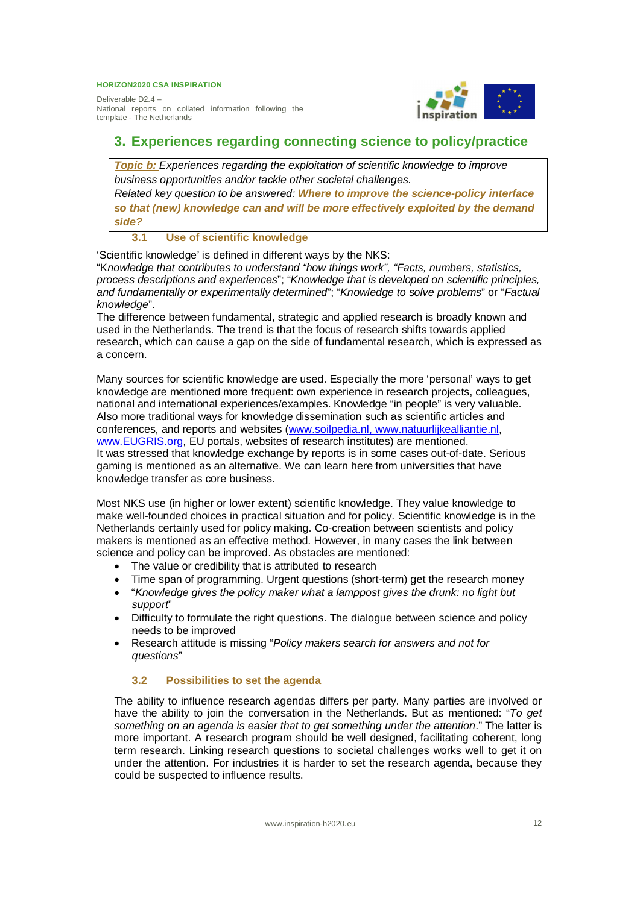## 3. Experiences regarding connecting science to policy/practice

***Topic b:*** *Experiences regarding the exploitation of scientific knowledge to improve business opportunities and/or tackle other societal challenges.*
*Related key question to be answered:* ***Where to improve the science-policy interface so that (new) knowledge can and will be more effectively exploited by the demand side?***

### 3.1 Use of scientific knowledge

'Scientific knowledge' is defined in different ways by the NKS:
"K*nowledge that contributes to understand "how things work", "Facts, numbers, statistics, process descriptions and experiences*"; "*Knowledge that is developed on scientific principles, and fundamentally or experimentally determined*"; "*Knowledge to solve problems*" or "*Factual knowledge*".
The difference between fundamental, strategic and applied research is broadly known and used in the Netherlands. The trend is that the focus of research shifts towards applied research, which can cause a gap on the side of fundamental research, which is expressed as a concern.

Many sources for scientific knowledge are used. Especially the more 'personal' ways to get knowledge are mentioned more frequent: own experience in research projects, colleagues, national and international experiences/examples. Knowledge "in people" is very valuable. Also more traditional ways for knowledge dissemination such as scientific articles and conferences, and reports and websites (www.soilpedia.nl, www.natuurlijkealliantie.nl, www.EUGRIS.org, EU portals, websites of research institutes) are mentioned.
It was stressed that knowledge exchange by reports is in some cases out-of-date. Serious gaming is mentioned as an alternative. We can learn here from universities that have knowledge transfer as core business.

Most NKS use (in higher or lower extent) scientific knowledge. They value knowledge to make well-founded choices in practical situation and for policy. Scientific knowledge is in the Netherlands certainly used for policy making. Co-creation between scientists and policy makers is mentioned as an effective method. However, in many cases the link between science and policy can be improved. As obstacles are mentioned:

- The value or credibility that is attributed to research
- Time span of programming. Urgent questions (short-term) get the research money
- "*Knowledge gives the policy maker what a lamppost gives the drunk: no light but support*"
- Difficulty to formulate the right questions. The dialogue between science and policy needs to be improved
- Research attitude is missing "*Policy makers search for answers and not for questions*"

### 3.2 Possibilities to set the agenda

The ability to influence research agendas differs per party. Many parties are involved or have the ability to join the conversation in the Netherlands. But as mentioned: "*To get something on an agenda is easier that to get something under the attention*." The latter is more important. A research program should be well designed, facilitating coherent, long term research. Linking research questions to societal challenges works well to get it on under the attention. For industries it is harder to set the research agenda, because they could be suspected to influence results.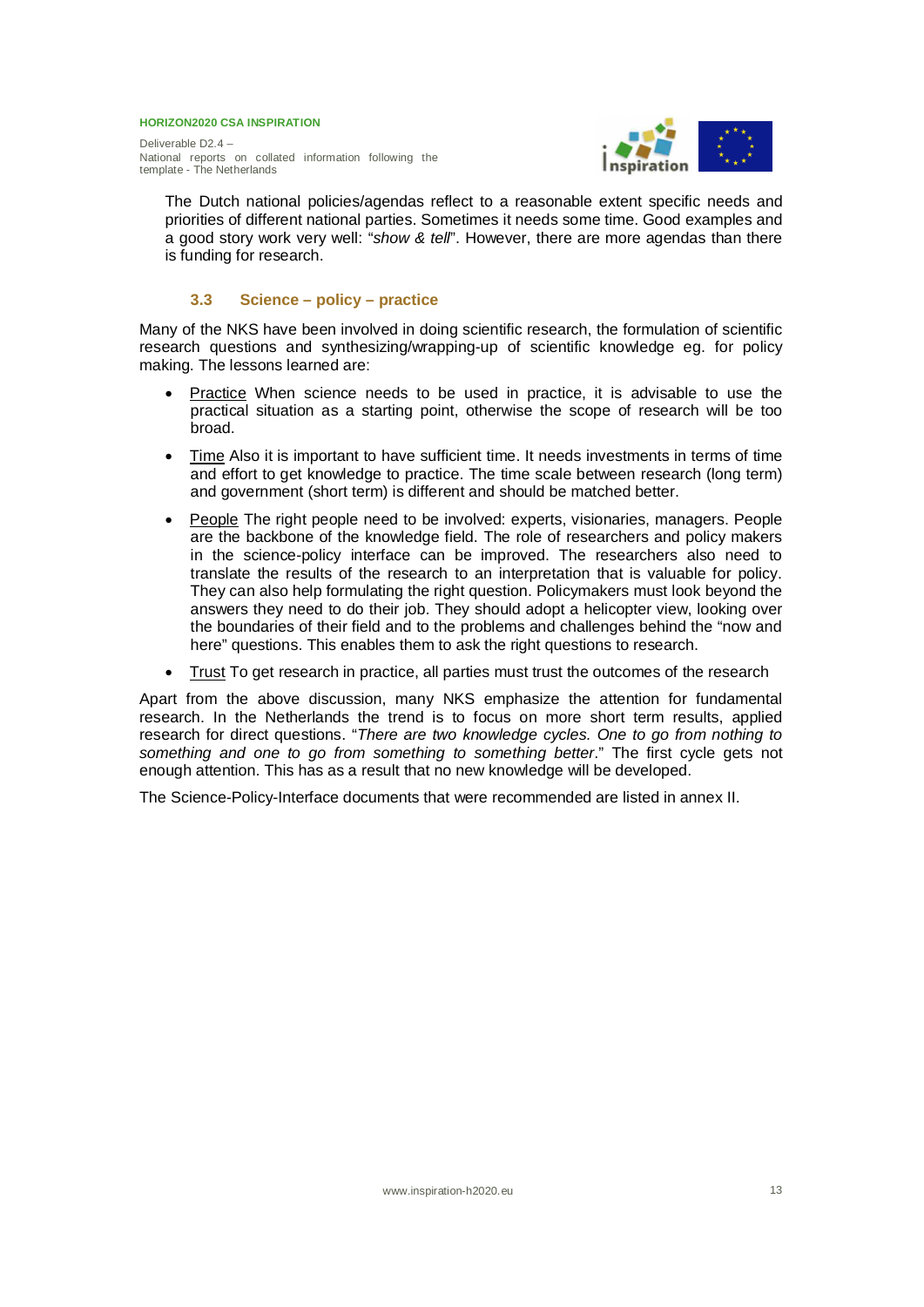The Dutch national policies/agendas reflect to a reasonable extent specific needs and priorities of different national parties. Sometimes it needs some time. Good examples and a good story work very well: "*show & tell*". However, there are more agendas than there is funding for research.

### 3.3 Science – policy – practice

Many of the NKS have been involved in doing scientific research, the formulation of scientific research questions and synthesizing/wrapping-up of scientific knowledge eg. for policy making. The lessons learned are:

- Practice When science needs to be used in practice, it is advisable to use the practical situation as a starting point, otherwise the scope of research will be too broad.
- Time Also it is important to have sufficient time. It needs investments in terms of time and effort to get knowledge to practice. The time scale between research (long term) and government (short term) is different and should be matched better.
- People The right people need to be involved: experts, visionaries, managers. People are the backbone of the knowledge field. The role of researchers and policy makers in the science-policy interface can be improved. The researchers also need to translate the results of the research to an interpretation that is valuable for policy. They can also help formulating the right question. Policymakers must look beyond the answers they need to do their job. They should adopt a helicopter view, looking over the boundaries of their field and to the problems and challenges behind the "now and here" questions. This enables them to ask the right questions to research.
- Trust To get research in practice, all parties must trust the outcomes of the research

Apart from the above discussion, many NKS emphasize the attention for fundamental research. In the Netherlands the trend is to focus on more short term results, applied research for direct questions. "*There are two knowledge cycles. One to go from nothing to something and one to go from something to something better*." The first cycle gets not enough attention. This has as a result that no new knowledge will be developed.

The Science-Policy-Interface documents that were recommended are listed in annex II.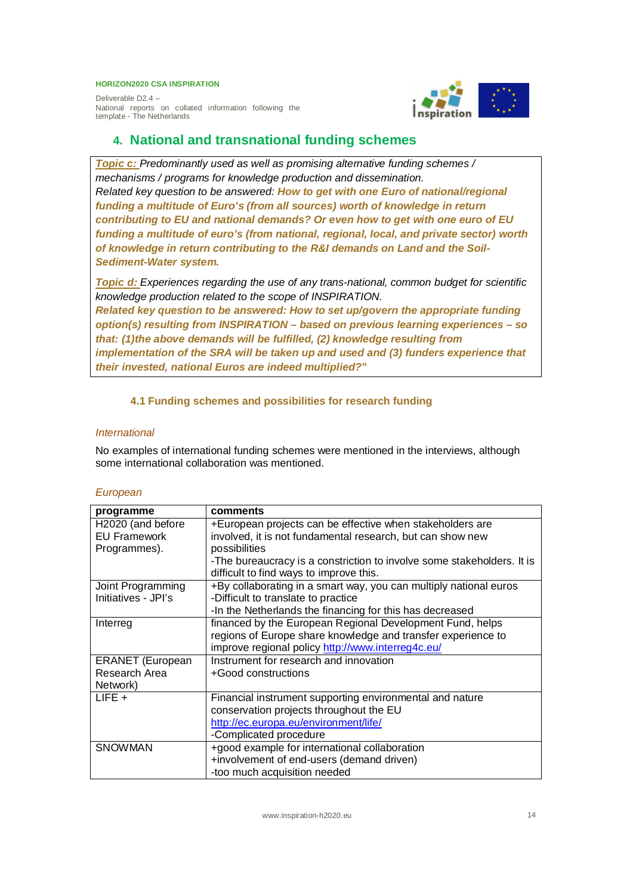## 4. National and transnational funding schemes

***Topic c:*** *Predominantly used as well as promising alternative funding schemes / mechanisms / programs for knowledge production and dissemination.*
*Related key question to be answered:* ***How to get with one Euro of national/regional funding a multitude of Euro's (from all sources) worth of knowledge in return contributing to EU and national demands? Or even how to get with one euro of EU funding a multitude of euro's (from national, regional, local, and private sector) worth of knowledge in return contributing to the R&I demands on Land and the Soil-Sediment-Water system.***

***Topic d:*** *Experiences regarding the use of any trans-national, common budget for scientific knowledge production related to the scope of INSPIRATION.*
***Related key question to be answered: How to set up/govern the appropriate funding option(s) resulting from INSPIRATION – based on previous learning experiences – so that: (1)the above demands will be fulfilled, (2) knowledge resulting from implementation of the SRA will be taken up and used and (3) funders experience that their invested, national Euros are indeed multiplied?"***

### 4.1 Funding schemes and possibilities for research funding

*International*

No examples of international funding schemes were mentioned in the interviews, although some international collaboration was mentioned.

*European*

| programme | comments |
|---|---|
| H2020 (and before EU Framework Programmes). | +European projects can be effective when stakeholders are involved, it is not fundamental research, but can show new possibilities<br>-The bureaucracy is a constriction to involve some stakeholders. It is difficult to find ways to improve this. |
| Joint Programming Initiatives - JPI's | +By collaborating in a smart way, you can multiply national euros<br>-Difficult to translate to practice<br>-In the Netherlands the financing for this has decreased |
| Interreg | financed by the European Regional Development Fund, helps regions of Europe share knowledge and transfer experience to improve regional policy http://www.interreg4c.eu/ |
| ERANET (European Research Area Network) | Instrument for research and innovation<br>+Good constructions |
| LIFE + | Financial instrument supporting environmental and nature conservation projects throughout the EU http://ec.europa.eu/environment/life/<br>-Complicated procedure |
| SNOWMAN | +good example for international collaboration<br>+involvement of end-users (demand driven)<br>-too much acquisition needed |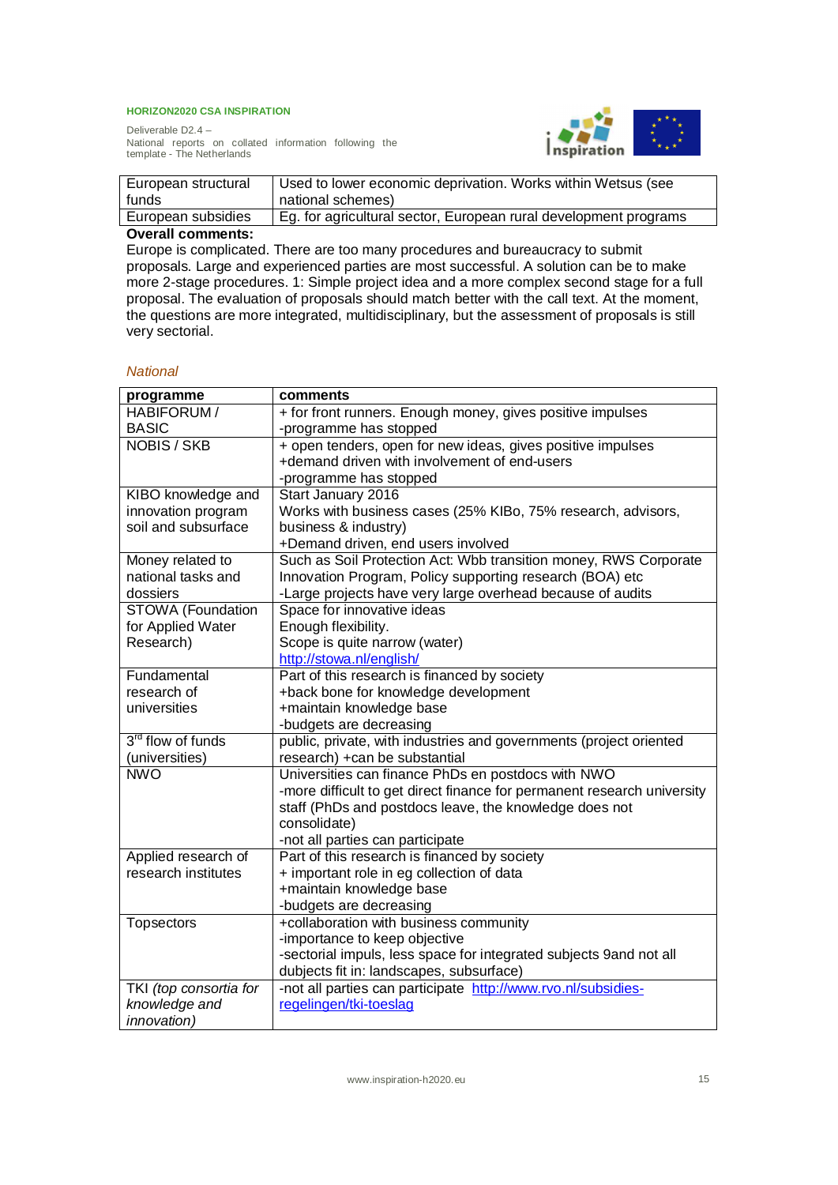| | |
|---|---|
| European structural funds | Used to lower economic deprivation. Works within Wetsus (see national schemes) |
| European subsidies | Eg. for agricultural sector, European rural development programs |

**Overall comments:**

Europe is complicated. There are too many procedures and bureaucracy to submit proposals. Large and experienced parties are most successful. A solution can be to make more 2-stage procedures. 1: Simple project idea and a more complex second stage for a full proposal. The evaluation of proposals should match better with the call text. At the moment, the questions are more integrated, multidisciplinary, but the assessment of proposals is still very sectorial.

*National*

| programme | comments |
|---|---|
| HABIFORUM / BASIC | + for front runners. Enough money, gives positive impulses<br>-programme has stopped |
| NOBIS / SKB | + open tenders, open for new ideas, gives positive impulses<br>+demand driven with involvement of end-users<br>-programme has stopped |
| KIBO knowledge and innovation program soil and subsurface | Start January 2016<br>Works with business cases (25% KIBo, 75% research, advisors, business & industry)<br>+Demand driven, end users involved |
| Money related to national tasks and dossiers | Such as Soil Protection Act: Wbb transition money, RWS Corporate Innovation Program, Policy supporting research (BOA) etc<br>-Large projects have very large overhead because of audits |
| STOWA (Foundation for Applied Water Research) | Space for innovative ideas<br>Enough flexibility.<br>Scope is quite narrow (water)<br>http://stowa.nl/english/ |
| Fundamental research of universities | Part of this research is financed by society<br>+back bone for knowledge development<br>+maintain knowledge base<br>-budgets are decreasing |
| 3rd flow of funds (universities) | public, private, with industries and governments (project oriented research) +can be substantial |
| NWO | Universities can finance PhDs en postdocs with NWO<br>-more difficult to get direct finance for permanent research university staff (PhDs and postdocs leave, the knowledge does not consolidate)<br>-not all parties can participate |
| Applied research of research institutes | Part of this research is financed by society<br>+ important role in eg collection of data<br>+maintain knowledge base<br>-budgets are decreasing |
| Topsectors | +collaboration with business community<br>-importance to keep objective<br>-sectorial impuls, less space for integrated subjects 9and not all dubjects fit in: landscapes, subsurface) |
| TKI *(top consortia for knowledge and innovation)* | -not all parties can participate http://www.rvo.nl/subsidies-regelingen/tki-toeslag |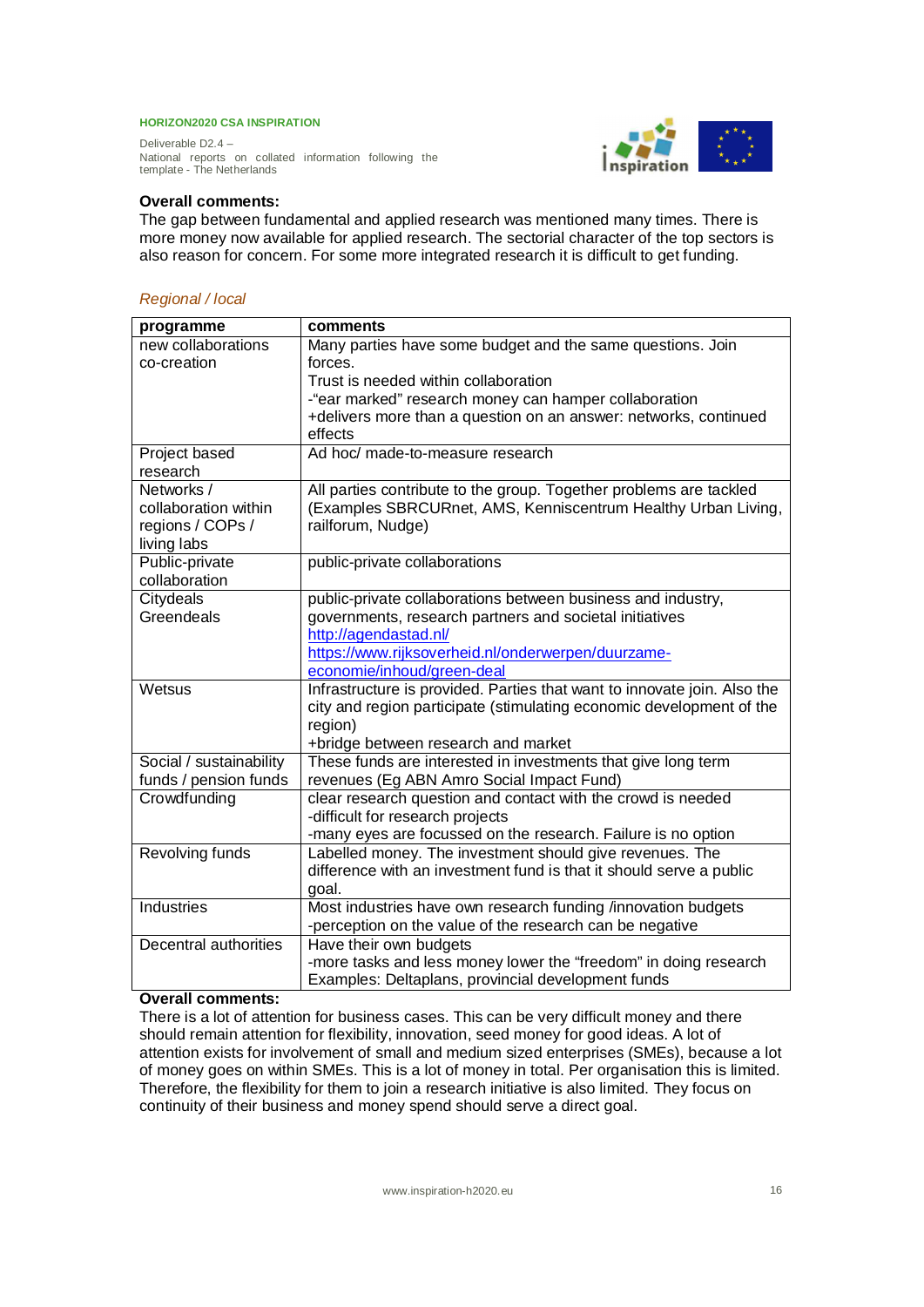**Overall comments:**

The gap between fundamental and applied research was mentioned many times. There is more money now available for applied research. The sectorial character of the top sectors is also reason for concern. For some more integrated research it is difficult to get funding.

*Regional / local*

| programme | comments |
|---|---|
| new collaborations co-creation | Many parties have some budget and the same questions. Join forces.<br>Trust is needed within collaboration<br>-"ear marked" research money can hamper collaboration<br>+delivers more than a question on an answer: networks, continued effects |
| Project based research | Ad hoc/ made-to-measure research |
| Networks / collaboration within regions / COPs / living labs | All parties contribute to the group. Together problems are tackled (Examples SBRCURnet, AMS, Kenniscentrum Healthy Urban Living, railforum, Nudge) |
| Public-private collaboration | public-private collaborations |
| Citydeals Greendeals | public-private collaborations between business and industry, governments, research partners and societal initiatives<br>http://agendastad.nl/<br>https://www.rijksoverheid.nl/onderwerpen/duurzame-economie/inhoud/green-deal |
| Wetsus | Infrastructure is provided. Parties that want to innovate join. Also the city and region participate (stimulating economic development of the region)<br>+bridge between research and market |
| Social / sustainability funds / pension funds | These funds are interested in investments that give long term revenues (Eg ABN Amro Social Impact Fund) |
| Crowdfunding | clear research question and contact with the crowd is needed<br>-difficult for research projects<br>-many eyes are focussed on the research. Failure is no option |
| Revolving funds | Labelled money. The investment should give revenues. The difference with an investment fund is that it should serve a public goal. |
| Industries | Most industries have own research funding /innovation budgets<br>-perception on the value of the research can be negative |
| Decentral authorities | Have their own budgets<br>-more tasks and less money lower the "freedom" in doing research<br>Examples: Deltaplans, provincial development funds |

**Overall comments:**

There is a lot of attention for business cases. This can be very difficult money and there should remain attention for flexibility, innovation, seed money for good ideas. A lot of attention exists for involvement of small and medium sized enterprises (SMEs), because a lot of money goes on within SMEs. This is a lot of money in total. Per organisation this is limited. Therefore, the flexibility for them to join a research initiative is also limited. They focus on continuity of their business and money spend should serve a direct goal.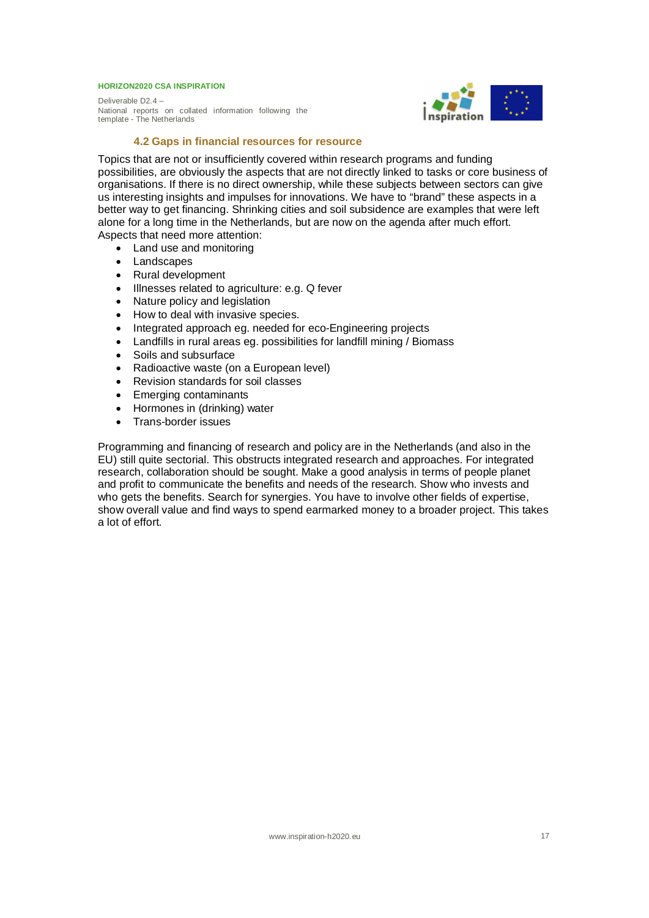### 4.2 Gaps in financial resources for resource

Topics that are not or insufficiently covered within research programs and funding possibilities, are obviously the aspects that are not directly linked to tasks or core business of organisations. If there is no direct ownership, while these subjects between sectors can give us interesting insights and impulses for innovations. We have to "brand" these aspects in a better way to get financing. Shrinking cities and soil subsidence are examples that were left alone for a long time in the Netherlands, but are now on the agenda after much effort.
Aspects that need more attention:

- Land use and monitoring
- Landscapes
- Rural development
- Illnesses related to agriculture: e.g. Q fever
- Nature policy and legislation
- How to deal with invasive species.
- Integrated approach eg. needed for eco-Engineering projects
- Landfills in rural areas eg. possibilities for landfill mining / Biomass
- Soils and subsurface
- Radioactive waste (on a European level)
- Revision standards for soil classes
- Emerging contaminants
- Hormones in (drinking) water
- Trans-border issues

Programming and financing of research and policy are in the Netherlands (and also in the EU) still quite sectorial. This obstructs integrated research and approaches. For integrated research, collaboration should be sought. Make a good analysis in terms of people planet and profit to communicate the benefits and needs of the research. Show who invests and who gets the benefits. Search for synergies. You have to involve other fields of expertise, show overall value and find ways to spend earmarked money to a broader project. This takes a lot of effort.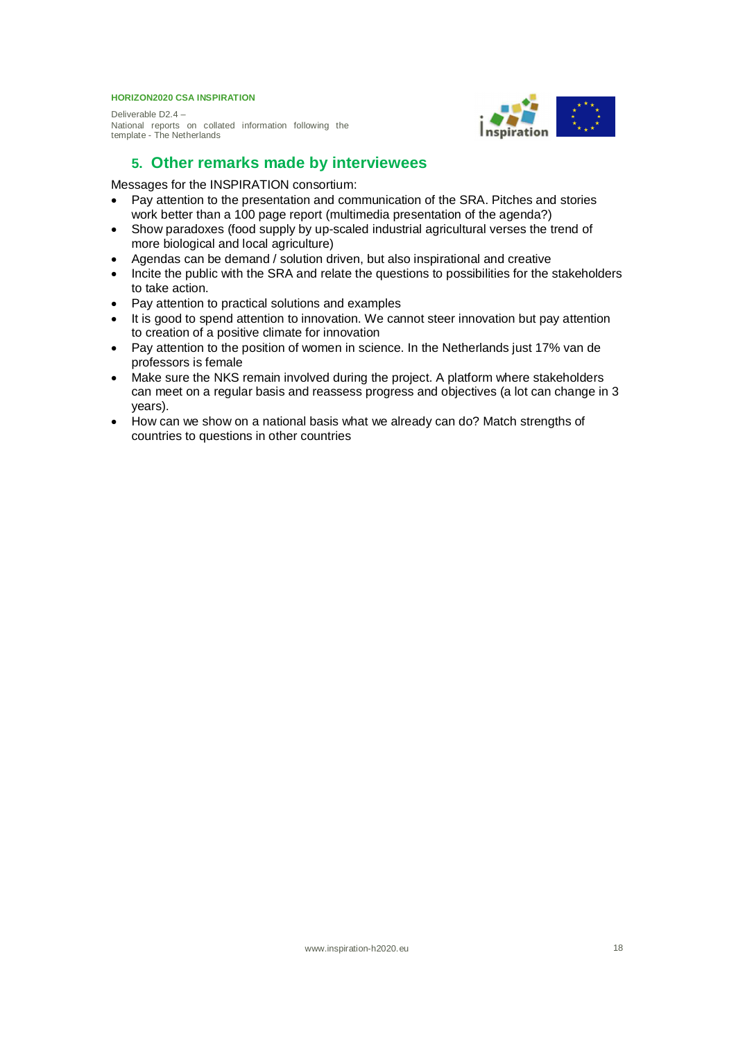## 5. Other remarks made by interviewees

Messages for the INSPIRATION consortium:

- Pay attention to the presentation and communication of the SRA. Pitches and stories work better than a 100 page report (multimedia presentation of the agenda?)
- Show paradoxes (food supply by up-scaled industrial agricultural verses the trend of more biological and local agriculture)
- Agendas can be demand / solution driven, but also inspirational and creative
- Incite the public with the SRA and relate the questions to possibilities for the stakeholders to take action.
- Pay attention to practical solutions and examples
- It is good to spend attention to innovation. We cannot steer innovation but pay attention to creation of a positive climate for innovation
- Pay attention to the position of women in science. In the Netherlands just 17% van de professors is female
- Make sure the NKS remain involved during the project. A platform where stakeholders can meet on a regular basis and reassess progress and objectives (a lot can change in 3 years).
- How can we show on a national basis what we already can do? Match strengths of countries to questions in other countries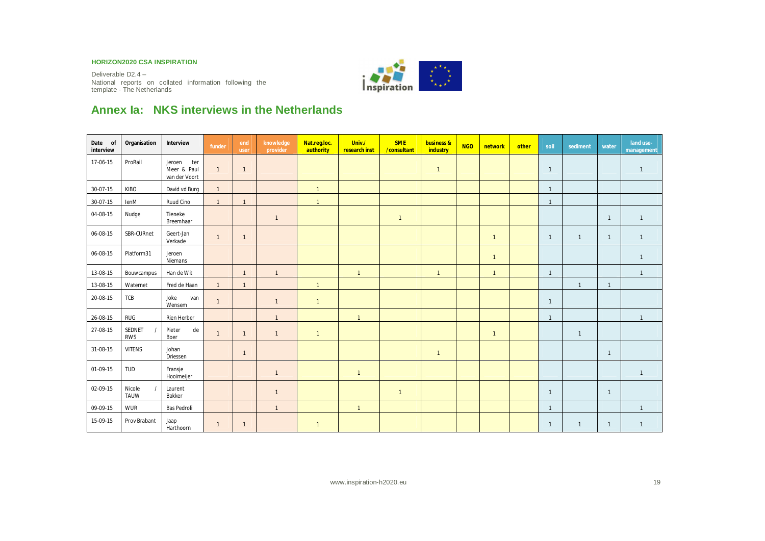## Annex Ia: NKS interviews in the Netherlands

| Date of interview | Organisation | Interview | funder | end user | knowledge provider | Nat.reg.loc. authority | Univ./ research inst | SME /consultant | business & industry | NGO | network | other | soil | sediment | water | land use-management |
|---|---|---|---|---|---|---|---|---|---|---|---|---|---|---|---|---|
| 17-06-15 | ProRail | Jeroen ter Meer & Paul van der Voort | 1 | 1 | | | | | 1 | | | | 1 | | | 1 |
| 30-07-15 | KIBO | David vd Burg | 1 | | | 1 | | | | | | | 1 | | | |
| 30-07-15 | IenM | Ruud Cino | 1 | 1 | | 1 | | | | | | | 1 | | | |
| 04-08-15 | Nudge | Tieneke Breemhaar | | | 1 | | | 1 | | | | | | | 1 | 1 |
| 06-08-15 | SBR-CURnet | Geert-Jan Verkade | 1 | 1 | | | | | | | 1 | | 1 | 1 | 1 | 1 |
| 06-08-15 | Platform31 | Jeroen Niemans | | | | | | | | | 1 | | | | | 1 |
| 13-08-15 | Bouwcampus | Han de Wit | | 1 | 1 | | 1 | | 1 | | 1 | | 1 | | | 1 |
| 13-08-15 | Waternet | Fred de Haan | 1 | 1 | | 1 | | | | | | | | 1 | 1 | |
| 20-08-15 | TCB | Joke van Wensem | 1 | | 1 | 1 | | | | | | | 1 | | | |
| 26-08-15 | RUG | Rien Herber | | | 1 | | 1 | | | | | | 1 | | | 1 |
| 27-08-15 | SEDNET / RWS | Pieter de Boer | 1 | 1 | 1 | 1 | | | | | 1 | | | 1 | | |
| 31-08-15 | VITENS | Johan Driessen | | 1 | | | | | 1 | | | | | | 1 | |
| 01-09-15 | TUD | Fransje Hooimeijer | | | 1 | | 1 | | | | | | | | | 1 |
| 02-09-15 | Nicole / TAUW | Laurent Bakker | | | 1 | | | 1 | | | | | 1 | | 1 | |
| 09-09-15 | WUR | Bas Pedroli | | | 1 | | 1 | | | | | | 1 | | | 1 |
| 15-09-15 | Prov Brabant | Jaap Harthoorn | 1 | 1 | | 1 | | | | | | | 1 | 1 | 1 | 1 |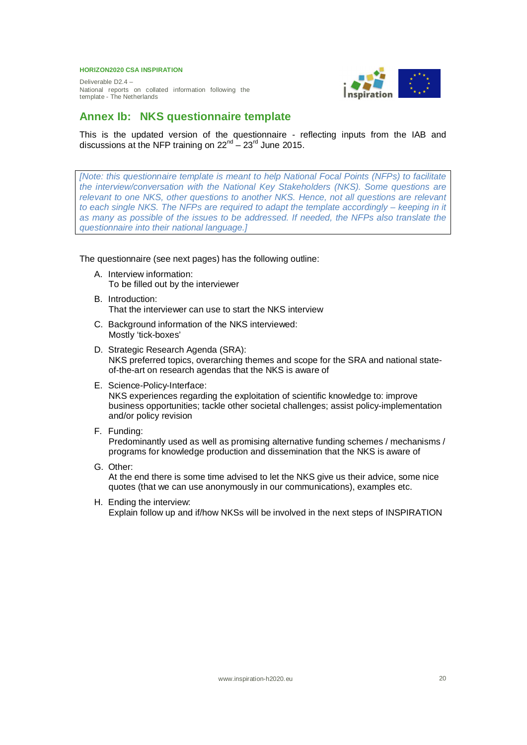## Annex Ib: NKS questionnaire template

This is the updated version of the questionnaire - reflecting inputs from the IAB and discussions at the NFP training on 22nd – 23rd June 2015.

*[Note: this questionnaire template is meant to help National Focal Points (NFPs) to facilitate the interview/conversation with the National Key Stakeholders (NKS). Some questions are relevant to one NKS, other questions to another NKS. Hence, not all questions are relevant to each single NKS. The NFPs are required to adapt the template accordingly – keeping in it as many as possible of the issues to be addressed. If needed, the NFPs also translate the questionnaire into their national language.]*

The questionnaire (see next pages) has the following outline:

A. Interview information:
   To be filled out by the interviewer
B. Introduction:
   That the interviewer can use to start the NKS interview
C. Background information of the NKS interviewed:
   Mostly 'tick-boxes'
D. Strategic Research Agenda (SRA):
   NKS preferred topics, overarching themes and scope for the SRA and national state-of-the-art on research agendas that the NKS is aware of
E. Science-Policy-Interface:
   NKS experiences regarding the exploitation of scientific knowledge to: improve business opportunities; tackle other societal challenges; assist policy-implementation and/or policy revision
F. Funding:
   Predominantly used as well as promising alternative funding schemes / mechanisms / programs for knowledge production and dissemination that the NKS is aware of
G. Other:
   At the end there is some time advised to let the NKS give us their advice, some nice quotes (that we can use anonymously in our communications), examples etc.
H. Ending the interview:
   Explain follow up and if/how NKSs will be involved in the next steps of INSPIRATION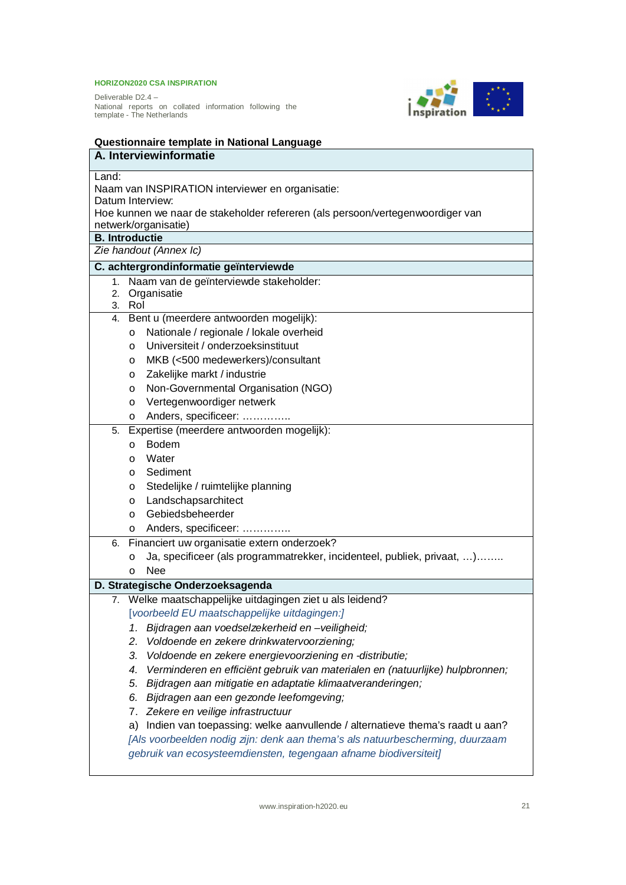**Questionnaire template in National Language**

## A. Interviewinformatie

Land:
Naam van INSPIRATION interviewer en organisatie:
Datum Interview:
Hoe kunnen we naar de stakeholder refereren (als persoon/vertegenwoordiger van netwerk/organisatie)

## B. Introductie

*Zie handout (Annex Ic)*

## C. achtergrondinformatie geïnterviewde

1. Naam van de geïnterviewde stakeholder:
2. Organisatie
3. Rol

4. Bent u (meerdere antwoorden mogelijk):
   - o Nationale / regionale / lokale overheid
   - o Universiteit / onderzoeksinstituut
   - o MKB (<500 medewerkers)/consultant
   - o Zakelijke markt / industrie
   - o Non-Governmental Organisation (NGO)
   - o Vertegenwoordiger netwerk
   - o Anders, specificeer: …………..

5. Expertise (meerdere antwoorden mogelijk):
   - o Bodem
   - o Water
   - o Sediment
   - o Stedelijke / ruimtelijke planning
   - o Landschapsarchitect
   - o Gebiedsbeheerder
   - o Anders, specificeer: …………..

6. Financiert uw organisatie extern onderzoek?
   - o Ja, specificeer (als programmatrekker, incidenteel, publiek, privaat, …)……..
   - o Nee

## D. Strategische Onderzoeksagenda

7. Welke maatschappelijke uitdagingen ziet u als leidend?
   *[voorbeeld EU maatschappelijke uitdagingen:]*
   1. *Bijdragen aan voedselzekerheid en –veiligheid;*
   2. *Voldoende en zekere drinkwatervoorziening;*
   3. *Voldoende en zekere energievoorziening en -distributie;*
   4. *Verminderen en efficiënt gebruik van materialen en (natuurlijke) hulpbronnen;*
   5. *Bijdragen aan mitigatie en adaptatie klimaatveranderingen;*
   6. *Bijdragen aan een gezonde leefomgeving;*
   7. *Zekere en veilige infrastructuur*

   a) Indien van toepassing: welke aanvullende / alternatieve thema's raadt u aan?
   *[Als voorbeelden nodig zijn: denk aan thema's als natuurbescherming, duurzaam gebruik van ecosysteemdiensten, tegengaan afname biodiversiteit]*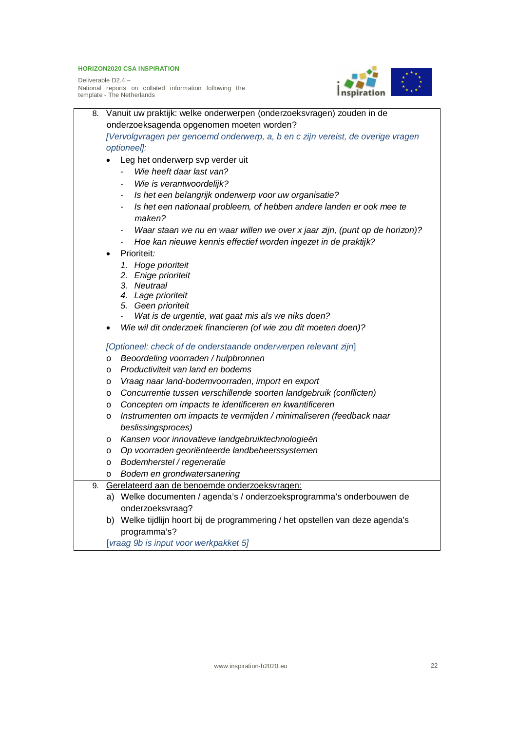8. Vanuit uw praktijk: welke onderwerpen (onderzoeksvragen) zouden in de onderzoeksagenda opgenomen moeten worden?
   *[Vervolgvragen per genoemd onderwerp, a, b en c zijn vereist, de overige vragen optioneel]:*
   - Leg het onderwerp svp verder uit
     - *Wie heeft daar last van?*
     - *Wie is verantwoordelijk?*
     - *Is het een belangrijk onderwerp voor uw organisatie?*
     - *Is het een nationaal probleem, of hebben andere landen er ook mee te maken?*
     - *Waar staan we nu en waar willen we over x jaar zijn, (punt op de horizon)?*
     - *Hoe kan nieuwe kennis effectief worden ingezet in de praktijk?*
   - Prioriteit*:*
     1. *Hoge prioriteit*
     2. *Enige prioriteit*
     3. *Neutraal*
     4. *Lage prioriteit*
     5. *Geen prioriteit*
     - *Wat is de urgentie, wat gaat mis als we niks doen?*
   - *Wie wil dit onderzoek financieren (of wie zou dit moeten doen)?*

   *[Optioneel: check of de onderstaande onderwerpen relevant zijn]*
   - *Beoordeling voorraden / hulpbronnen*
   - *Productiviteit van land en bodems*
   - *Vraag naar land-bodemvoorraden, import en export*
   - *Concurrentie tussen verschillende soorten landgebruik (conflicten)*
   - *Concepten om impacts te identificeren en kwantificeren*
   - *Instrumenten om impacts te vermijden / minimaliseren (feedback naar beslissingsproces)*
   - *Kansen voor innovatieve landgebruiktechnologieën*
   - *Op voorraden georiënteerde landbeheerssystemen*
   - *Bodemherstel / regeneratie*
   - *Bodem en grondwatersanering*

9. <u>Gerelateerd aan de benoemde onderzoeksvragen:</u>
   a) Welke documenten / agenda's / onderzoeksprogramma's onderbouwen de onderzoeksvraag?
   b) Welke tijdlijn hoort bij de programmering / het opstellen van deze agenda's programma's?

   [*vraag 9b is input voor werkpakket 5*]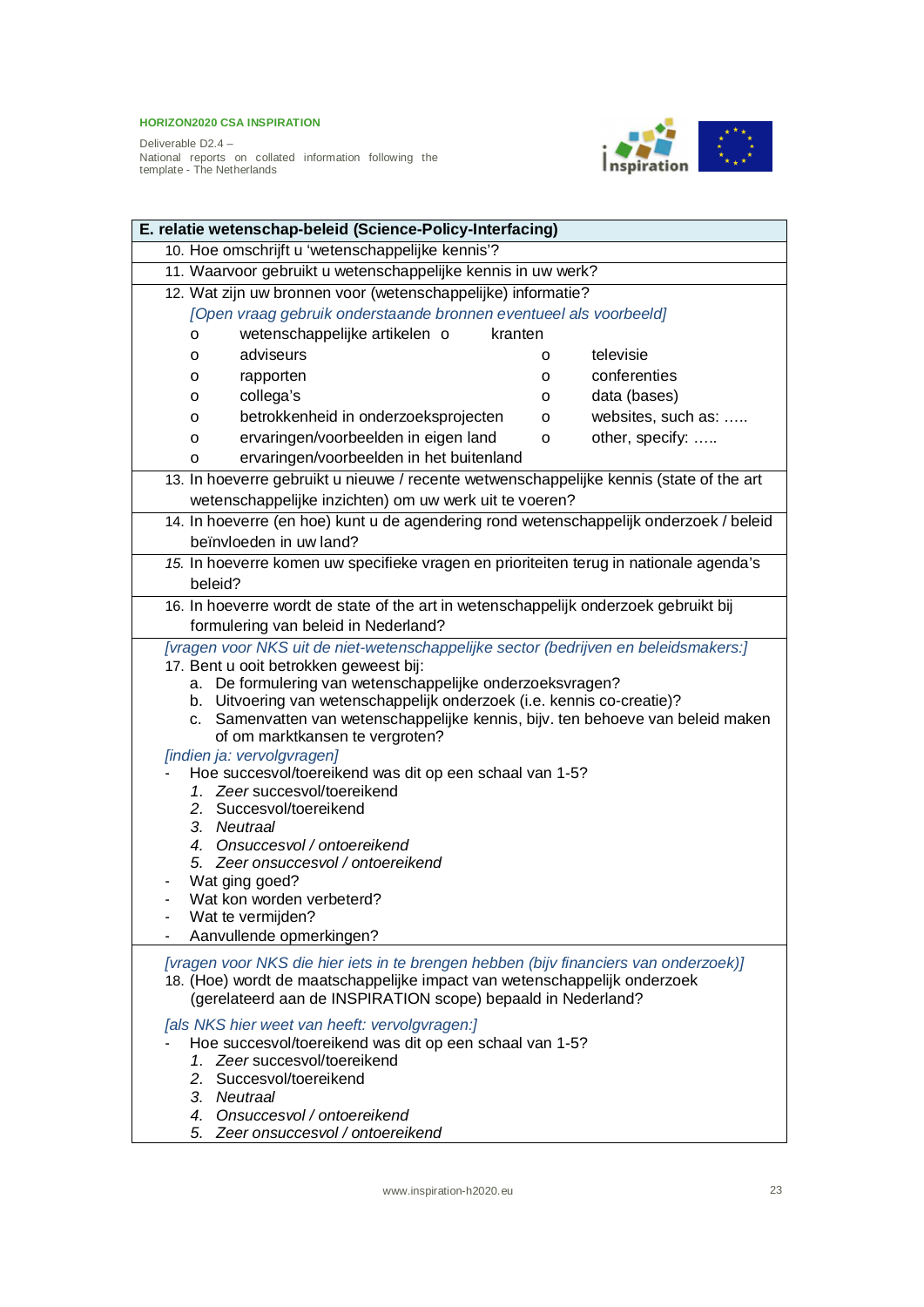## E. relatie wetenschap-beleid (Science-Policy-Interfacing)

10. Hoe omschrijft u 'wetenschappelijke kennis'?

11. Waarvoor gebruikt u wetenschappelijke kennis in uw werk?

12. Wat zijn uw bronnen voor (wetenschappelijke) informatie?

    *[Open vraag gebruik onderstaande bronnen eventueel als voorbeeld]*

    - o wetenschappelijke artikelen
    - o kranten
    - o adviseurs
    - o televisie
    - o rapporten
    - o conferenties
    - o collega's
    - o data (bases)
    - o betrokkenheid in onderzoeksprojecten
    - o websites, such as: …..
    - o ervaringen/voorbeelden in eigen land
    - o other, specify: …..
    - o ervaringen/voorbeelden in het buitenland

13. In hoeverre gebruikt u nieuwe / recente wetwenschappelijke kennis (state of the art wetenschappelijke inzichten) om uw werk uit te voeren?

14. In hoeverre (en hoe) kunt u de agendering rond wetenschappelijk onderzoek / beleid beïnvloeden in uw land?

15. In hoeverre komen uw specifieke vragen en prioriteiten terug in nationale agenda's beleid?

16. In hoeverre wordt de state of the art in wetenschappelijk onderzoek gebruikt bij formulering van beleid in Nederland?

*[vragen voor NKS uit de niet-wetenschappelijke sector (bedrijven en beleidsmakers:]*

17. Bent u ooit betrokken geweest bij:
    a. De formulering van wetenschappelijke onderzoeksvragen?
    b. Uitvoering van wetenschappelijk onderzoek (i.e. kennis co-creatie)?
    c. Samenvatten van wetenschappelijke kennis, bijv. ten behoeve van beleid maken of om marktkansen te vergroten?

*[indien ja: vervolgvragen]*

- Hoe succesvol/toereikend was dit op een schaal van 1-5?
  1. *Zeer* succesvol/toereikend
  2. Succesvol/toereikend
  3. *Neutraal*
  4. *Onsuccesvol / ontoereikend*
  5. *Zeer onsuccesvol / ontoereikend*
- Wat ging goed?
- Wat kon worden verbeterd?
- Wat te vermijden?
- Aanvullende opmerkingen?

*[vragen voor NKS die hier iets in te brengen hebben (bijv financiers van onderzoek)]*

18. (Hoe) wordt de maatschappelijke impact van wetenschappelijk onderzoek (gerelateerd aan de INSPIRATION scope) bepaald in Nederland?

*[als NKS hier weet van heeft: vervolgvragen:]*

- Hoe succesvol/toereikend was dit op een schaal van 1-5?
  1. *Zeer* succesvol/toereikend
  2. Succesvol/toereikend
  3. *Neutraal*
  4. *Onsuccesvol / ontoereikend*
  5. *Zeer onsuccesvol / ontoereikend*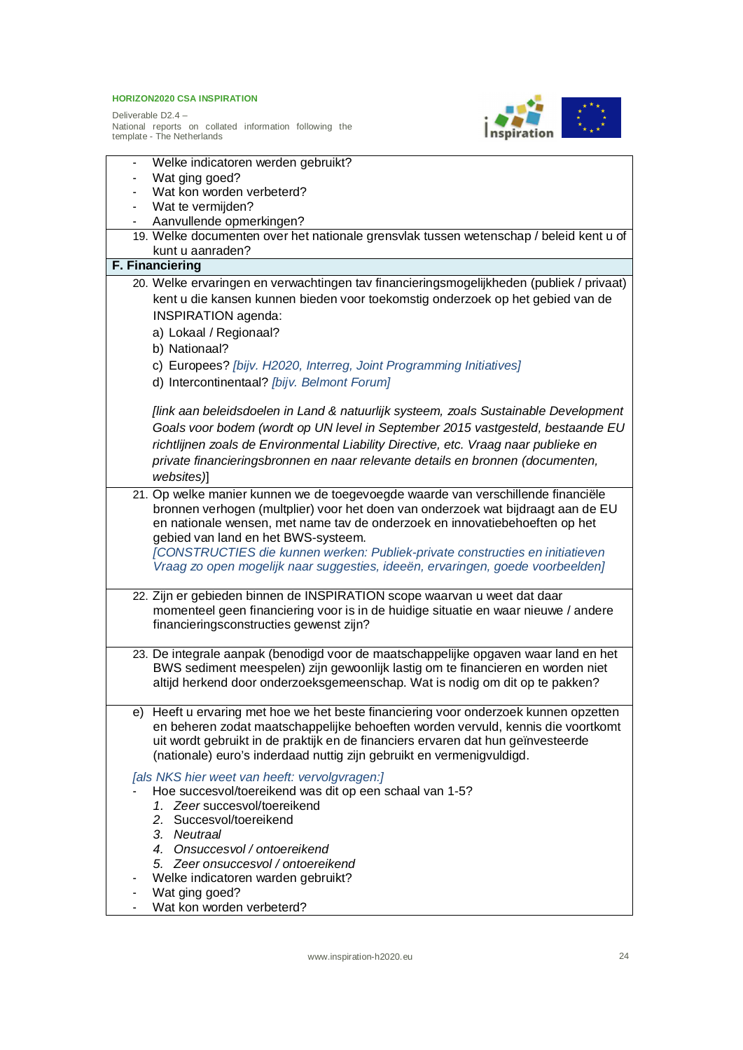- Welke indicatoren werden gebruikt?
- Wat ging goed?
- Wat kon worden verbeterd?
- Wat te vermijden?
- Aanvullende opmerkingen?

19. Welke documenten over het nationale grensvlak tussen wetenschap / beleid kent u of kunt u aanraden?

**F. Financiering**

20. Welke ervaringen en verwachtingen tav financieringsmogelijkheden (publiek / privaat) kent u die kansen kunnen bieden voor toekomstig onderzoek op het gebied van de INSPIRATION agenda:
    a) Lokaal / Regionaal?
    b) Nationaal?
    c) Europees? *[bijv. H2020, Interreg, Joint Programming Initiatives]*
    d) Intercontinentaal? *[bijv. Belmont Forum]*

    *[link aan beleidsdoelen in Land & natuurlijk systeem, zoals Sustainable Development Goals voor bodem (wordt op UN level in September 2015 vastgesteld, bestaande EU richtlijnen zoals de Environmental Liability Directive, etc. Vraag naar publieke en private financieringsbronnen en naar relevante details en bronnen (documenten, websites)*]

21. Op welke manier kunnen we de toegevoegde waarde van verschillende financiële bronnen verhogen (multplier) voor het doen van onderzoek wat bijdraagt aan de EU en nationale wensen, met name tav de onderzoek en innovatiebehoeften op het gebied van land en het BWS-systeem.
    *[CONSTRUCTIES die kunnen werken: Publiek-private constructies en initiatieven Vraag zo open mogelijk naar suggesties, ideeën, ervaringen, goede voorbeelden]*

22. Zijn er gebieden binnen de INSPIRATION scope waarvan u weet dat daar momenteel geen financiering voor is in de huidige situatie en waar nieuwe / andere financieringsconstructies gewenst zijn?

23. De integrale aanpak (benodigd voor de maatschappelijke opgaven waar land en het BWS sediment meespelen) zijn gewoonlijk lastig om te financieren en worden niet altijd herkend door onderzoeksgemeenschap. Wat is nodig om dit op te pakken?

e) Heeft u ervaring met hoe we het beste financiering voor onderzoek kunnen opzetten en beheren zodat maatschappelijke behoeften worden vervuld, kennis die voortkomt uit wordt gebruikt in de praktijk en de financiers ervaren dat hun geïnvesteerde (nationale) euro's inderdaad nuttig zijn gebruikt en vermenigvuldigd.

*[als NKS hier weet van heeft: vervolgvragen:]*

- Hoe succesvol/toereikend was dit op een schaal van 1-5?
    1. *Zeer* succesvol/toereikend
    2. Succesvol/toereikend
    3. *Neutraal*
    4. *Onsuccesvol / ontoereikend*
    5. *Zeer onsuccesvol / ontoereikend*
- Welke indicatoren warden gebruikt?
- Wat ging goed?
- Wat kon worden verbeterd?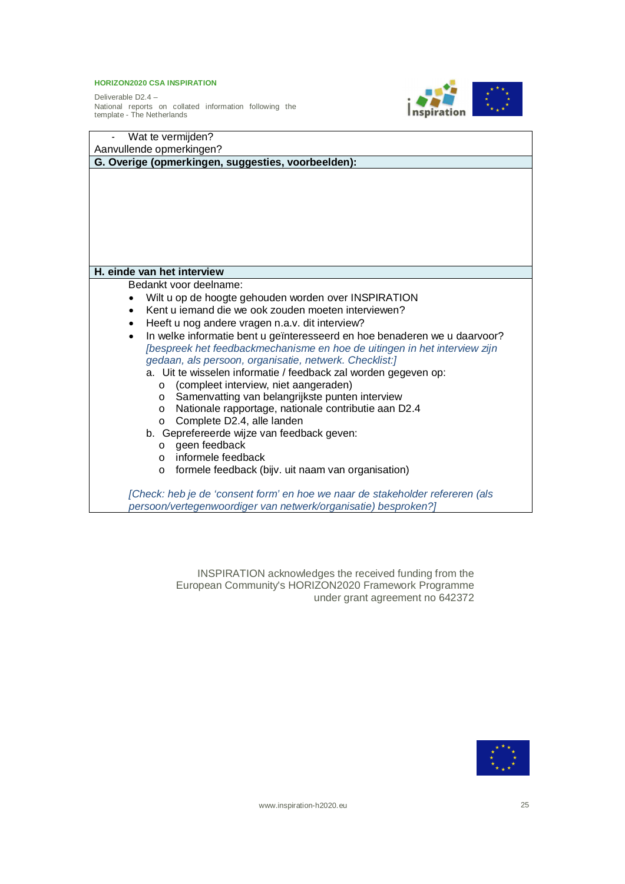- Wat te vermijden?

Aanvullende opmerkingen?

**G. Overige (opmerkingen, suggesties, voorbeelden):**

**H. einde van het interview**

Bedankt voor deelname:

- Wilt u op de hoogte gehouden worden over INSPIRATION
- Kent u iemand die we ook zouden moeten interviewen?
- Heeft u nog andere vragen n.a.v. dit interview?
- In welke informatie bent u geïnteresseerd en hoe benaderen we u daarvoor? *[bespreek het feedbackmechanisme en hoe de uitingen in het interview zijn gedaan, als persoon, organisatie, netwerk. Checklist:]*
  a. Uit te wisselen informatie / feedback zal worden gegeven op:
     - (compleet interview, niet aangeraden)
     - Samenvatting van belangrijkste punten interview
     - Nationale rapportage, nationale contributie aan D2.4
     - Complete D2.4, alle landen
  b. Geprefereerde wijze van feedback geven:
     - geen feedback
     - informele feedback
     - formele feedback (bijv. uit naam van organisation)

*[Check: heb je de 'consent form' en hoe we naar de stakeholder refereren (als persoon/vertegenwoordiger van netwerk/organisatie) besproken?]*

INSPIRATION acknowledges the received funding from the European Community's HORIZON2020 Framework Programme under grant agreement no 642372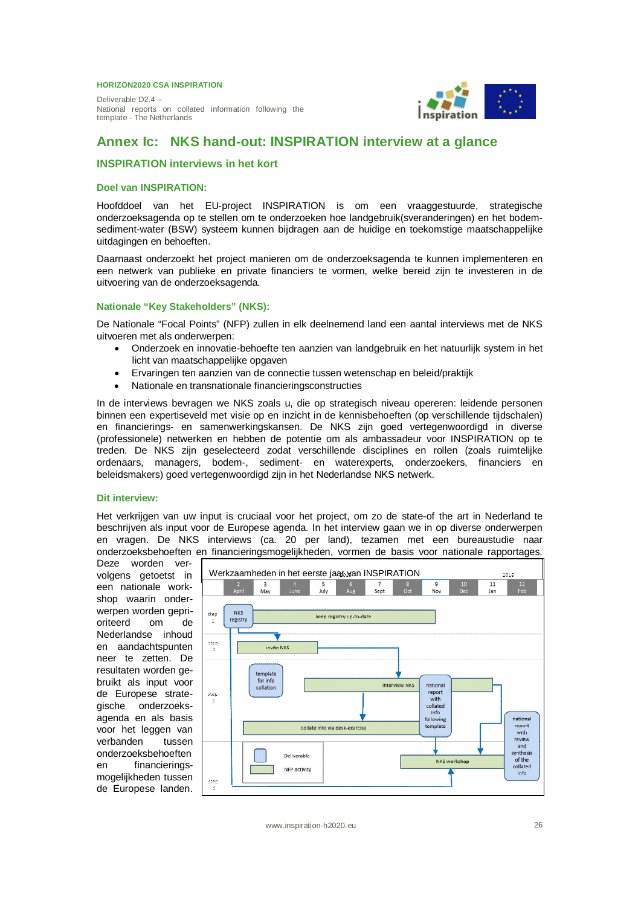# Annex Ic: NKS hand-out: INSPIRATION interview at a glance

## INSPIRATION interviews in het kort

### Doel van INSPIRATION:

Hoofddoel van het EU-project INSPIRATION is om een vraaggestuurde, strategische onderzoeksagenda op te stellen om te onderzoeken hoe landgebruik(sveranderingen) en het bodem-sediment-water (BSW) systeem kunnen bijdragen aan de huidige en toekomstige maatschappelijke uitdagingen en behoeften.

Daarnaast onderzoekt het project manieren om de onderzoeksagenda te kunnen implementeren en een netwerk van publieke en private financiers te vormen, welke bereid zijn te investeren in de uitvoering van de onderzoeksagenda.

### Nationale "Key Stakeholders" (NKS):

De Nationale "Focal Points" (NFP) zullen in elk deelnemend land een aantal interviews met de NKS uitvoeren met als onderwerpen:

- Onderzoek en innovatie-behoefte ten aanzien van landgebruik en het natuurlijk system in het licht van maatschappelijke opgaven
- Ervaringen ten aanzien van de connectie tussen wetenschap en beleid/praktijk
- Nationale en transnationale financieringsconstructies

In de interviews bevragen we NKS zoals u, die op strategisch niveau opereren: leidende personen binnen een expertiseveld met visie op en inzicht in de kennisbehoeften (op verschillende tijdschalen) en financierings- en samenwerkingskansen. De NKS zijn goed vertegenwoordigd in diverse (professionele) netwerken en hebben de potentie om als ambassadeur voor INSPIRATION op te treden. De NKS zijn geselecteerd zodat verschillende disciplines en rollen (zoals ruimtelijke ordenaars, managers, bodem-, sediment- en waterexperts, onderzoekers, financiers en beleidsmakers) goed vertegenwoordigd zijn in het Nederlandse NKS netwerk.

### Dit interview:

Het verkrijgen van uw input is cruciaal voor het project, om zo de state-of the art in Nederland te beschrijven als input voor de Europese agenda. In het interview gaan we in op diverse onderwerpen en vragen. De NKS interviews (ca. 20 per land), tezamen met een bureaustudie naar onderzoeksbehoeften en financieringsmogelijkheden, vormen de basis voor nationale rapportages. Deze worden vervolgens getoetst in een nationale workshop waarin onderwerpen worden geprioriteerd om de Nederlandse inhoud en aandachtspunten neer te zetten. De resultaten worden gebruikt als input voor de Europese strategische onderzoeksagenda en als basis voor het leggen van verbanden tussen onderzoeksbehoeften en financieringsmogelijkheden tussen de Europese landen.

**Werkzaamheden in het eerste jaar van INSPIRATION**

| | 2 April | 3 May | 4 June | 5 July | 6 Aug | 7 Sept | 8 Oct | 9 Nov | 10 Dec | 11 Jan | 12 Feb |
|---|---|---|---|---|---|---|---|---|---|---|---|
| step 1 | NKS registry | keep registry up-to-date | | | | | | | | | |
| step 2 | invite NKS | | | | | | | | | | |
| step 3 | template for info collation; interview NKS; collate info via desk-exercise; national report with collated info following template | | | | | | | | | | |
| step 4 | NKS workshop; national report with review and synthesis of the collated info | | | | | | | | | | |

Legenda: Deliverable (afgeronde rechthoek); NFP activity (balk). 2016 (Jan–Feb).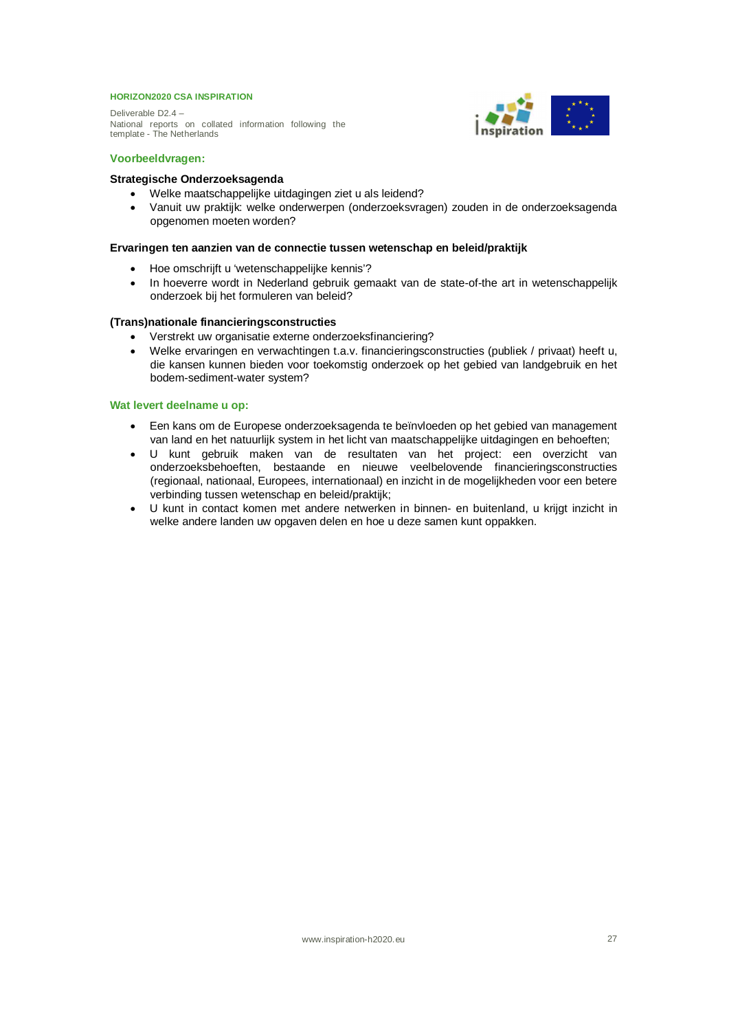## Voorbeeldvragen:

**Strategische Onderzoeksagenda**

- Welke maatschappelijke uitdagingen ziet u als leidend?
- Vanuit uw praktijk: welke onderwerpen (onderzoeksvragen) zouden in de onderzoeksagenda opgenomen moeten worden?

**Ervaringen ten aanzien van de connectie tussen wetenschap en beleid/praktijk**

- Hoe omschrijft u 'wetenschappelijke kennis'?
- In hoeverre wordt in Nederland gebruik gemaakt van de state-of-the art in wetenschappelijk onderzoek bij het formuleren van beleid?

**(Trans)nationale financieringsconstructies**

- Verstrekt uw organisatie externe onderzoeksfinanciering?
- Welke ervaringen en verwachtingen t.a.v. financieringsconstructies (publiek / privaat) heeft u, die kansen kunnen bieden voor toekomstig onderzoek op het gebied van landgebruik en het bodem-sediment-water system?

## Wat levert deelname u op:

- Een kans om de Europese onderzoeksagenda te beïnvloeden op het gebied van management van land en het natuurlijk system in het licht van maatschappelijke uitdagingen en behoeften;
- U kunt gebruik maken van de resultaten van het project: een overzicht van onderzoeksbehoeften, bestaande en nieuwe veelbelovende financieringsconstructies (regionaal, nationaal, Europees, internationaal) en inzicht in de mogelijkheden voor een betere verbinding tussen wetenschap en beleid/praktijk;
- U kunt in contact komen met andere netwerken in binnen- en buitenland, u krijgt inzicht in welke andere landen uw opgaven delen en hoe u deze samen kunt oppakken.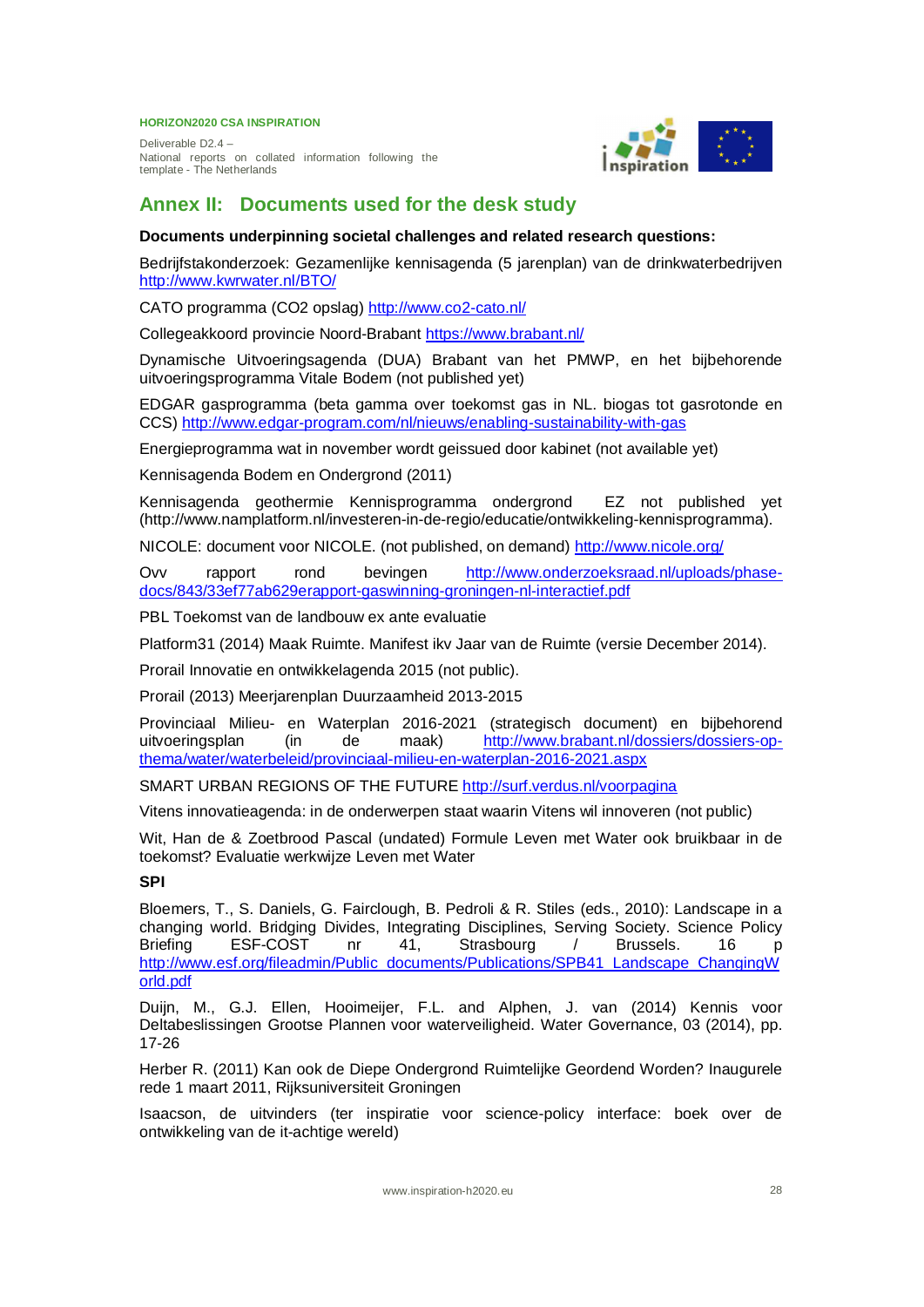## Annex II: Documents used for the desk study

**Documents underpinning societal challenges and related research questions:**

Bedrijfstakonderzoek: Gezamenlijke kennisagenda (5 jarenplan) van de drinkwaterbedrijven http://www.kwrwater.nl/BTO/

CATO programma (CO2 opslag) http://www.co2-cato.nl/

Collegeakkoord provincie Noord-Brabant https://www.brabant.nl/

Dynamische Uitvoeringsagenda (DUA) Brabant van het PMWP, en het bijbehorende uitvoeringsprogramma Vitale Bodem (not published yet)

EDGAR gasprogramma (beta gamma over toekomst gas in NL. biogas tot gasrotonde en CCS) http://www.edgar-program.com/nl/nieuws/enabling-sustainability-with-gas

Energieprogramma wat in november wordt geissued door kabinet (not available yet)

Kennisagenda Bodem en Ondergrond (2011)

Kennisagenda geothermie Kennisprogramma ondergrond EZ not published yet (http://www.namplatform.nl/investeren-in-de-regio/educatie/ontwikkeling-kennisprogramma).

NICOLE: document voor NICOLE. (not published, on demand) http://www.nicole.org/

Ovv rapport rond bevingen http://www.onderzoeksraad.nl/uploads/phase-docs/843/33ef77ab629erapport-gaswinning-groningen-nl-interactief.pdf

PBL Toekomst van de landbouw ex ante evaluatie

Platform31 (2014) Maak Ruimte. Manifest ikv Jaar van de Ruimte (versie December 2014).

Prorail Innovatie en ontwikkelagenda 2015 (not public).

Prorail (2013) Meerjarenplan Duurzaamheid 2013-2015

Provinciaal Milieu- en Waterplan 2016-2021 (strategisch document) en bijbehorend uitvoeringsplan (in de maak) http://www.brabant.nl/dossiers/dossiers-op-thema/water/waterbeleid/provinciaal-milieu-en-waterplan-2016-2021.aspx

SMART URBAN REGIONS OF THE FUTURE http://surf.verdus.nl/voorpagina

Vitens innovatieagenda: in de onderwerpen staat waarin Vitens wil innoveren (not public)

Wit, Han de & Zoetbrood Pascal (undated) Formule Leven met Water ook bruikbaar in de toekomst? Evaluatie werkwijze Leven met Water

**SPI**

Bloemers, T., S. Daniels, G. Fairclough, B. Pedroli & R. Stiles (eds., 2010): Landscape in a changing world. Bridging Divides, Integrating Disciplines, Serving Society. Science Policy Briefing ESF-COST nr 41, Strasbourg / Brussels. 16 p http://www.esf.org/fileadmin/Public_documents/Publications/SPB41_Landscape_ChangingWorld.pdf

Duijn, M., G.J. Ellen, Hooimeijer, F.L. and Alphen, J. van (2014) Kennis voor Deltabeslissingen Grootse Plannen voor waterveiligheid. Water Governance, 03 (2014), pp. 17-26

Herber R. (2011) Kan ook de Diepe Ondergrond Ruimtelijke Geordend Worden? Inaugurele rede 1 maart 2011, Rijksuniversiteit Groningen

Isaacson, de uitvinders (ter inspiratie voor science-policy interface: boek over de ontwikkeling van de it-achtige wereld)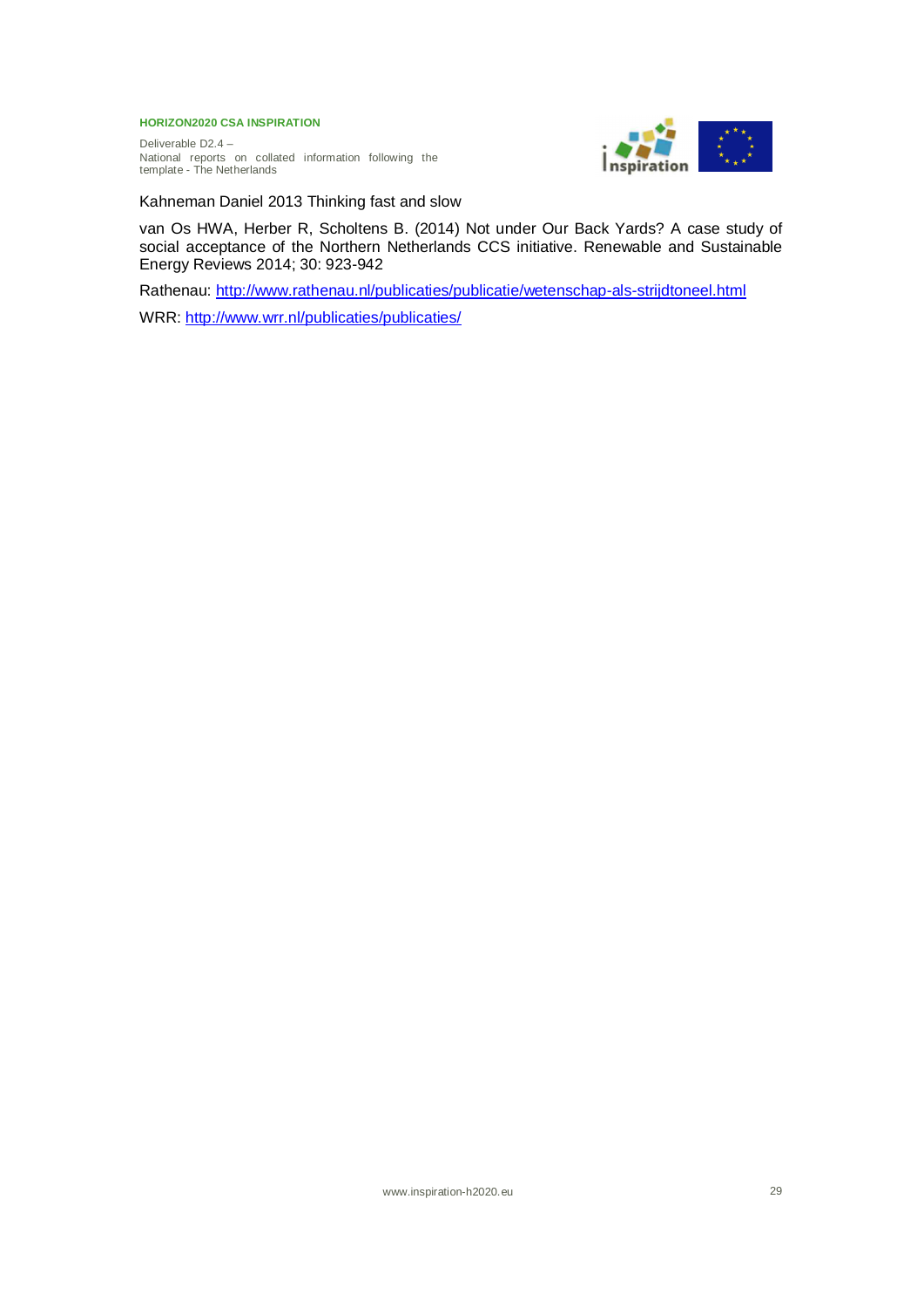Kahneman Daniel 2013 Thinking fast and slow

van Os HWA, Herber R, Scholtens B. (2014) Not under Our Back Yards? A case study of social acceptance of the Northern Netherlands CCS initiative. Renewable and Sustainable Energy Reviews 2014; 30: 923-942

Rathenau: [http://www.rathenau.nl/publicaties/publicatie/wetenschap-als-strijdtoneel.html](http://www.rathenau.nl/publicaties/publicatie/wetenschap-als-strijdtoneel.html)

WRR: [http://www.wrr.nl/publicaties/publicaties/](http://www.wrr.nl/publicaties/publicaties/)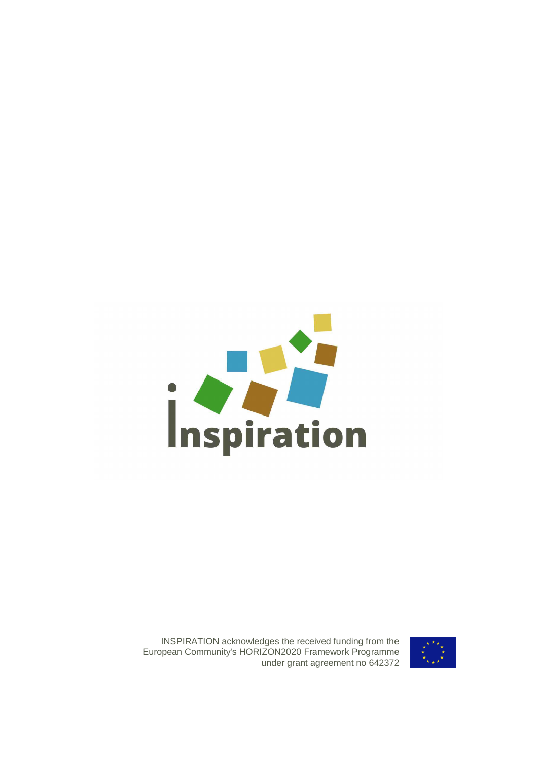Inspiration

INSPIRATION acknowledges the received funding from the European Community's HORIZON2020 Framework Programme under grant agreement no 642372